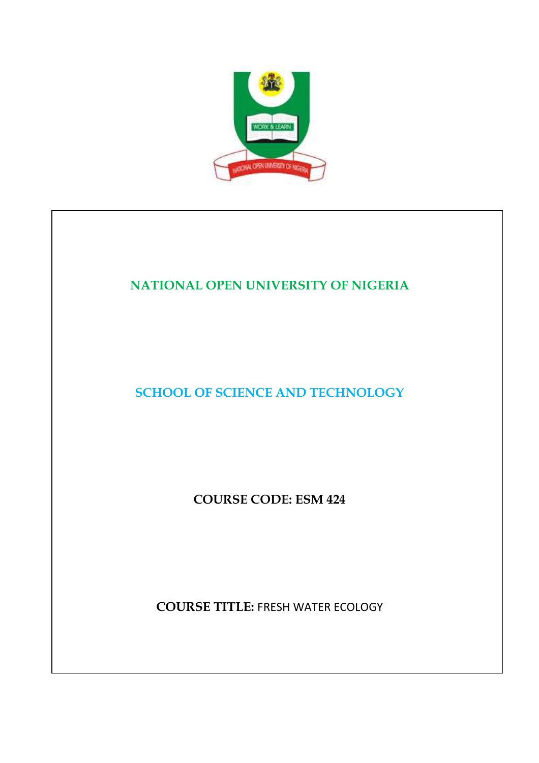# NATIONAL OPEN UNIVERSITY OF NIGERIA

## SCHOOL OF SCIENCE AND TECHNOLOGY

**COURSE CODE: ESM 424**

**COURSE TITLE:** FRESH WATER ECOLOGY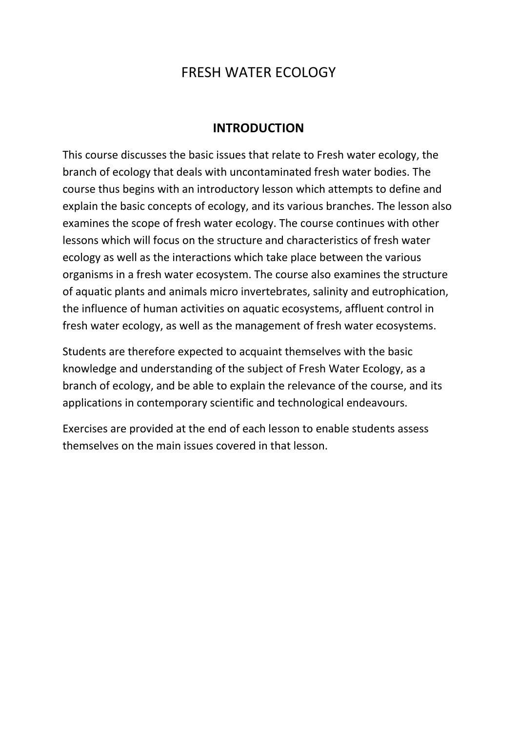# FRESH WATER ECOLOGY

## INTRODUCTION

This course discusses the basic issues that relate to Fresh water ecology, the branch of ecology that deals with uncontaminated fresh water bodies. The course thus begins with an introductory lesson which attempts to define and explain the basic concepts of ecology, and its various branches. The lesson also examines the scope of fresh water ecology. The course continues with other lessons which will focus on the structure and characteristics of fresh water ecology as well as the interactions which take place between the various organisms in a fresh water ecosystem. The course also examines the structure of aquatic plants and animals micro invertebrates, salinity and eutrophication, the influence of human activities on aquatic ecosystems, affluent control in fresh water ecology, as well as the management of fresh water ecosystems.

Students are therefore expected to acquaint themselves with the basic knowledge and understanding of the subject of Fresh Water Ecology, as a branch of ecology, and be able to explain the relevance of the course, and its applications in contemporary scientific and technological endeavours.

Exercises are provided at the end of each lesson to enable students assess themselves on the main issues covered in that lesson.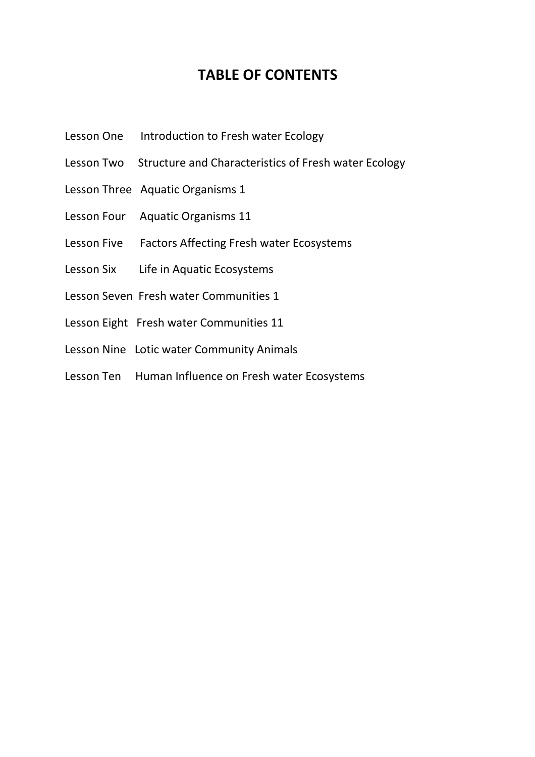# TABLE OF CONTENTS

Lesson One Introduction to Fresh water Ecology

Lesson Two Structure and Characteristics of Fresh water Ecology

Lesson Three Aquatic Organisms 1

Lesson Four Aquatic Organisms 11

Lesson Five Factors Affecting Fresh water Ecosystems

Lesson Six Life in Aquatic Ecosystems

Lesson Seven Fresh water Communities 1

Lesson Eight Fresh water Communities 11

Lesson Nine Lotic water Community Animals

Lesson Ten Human Influence on Fresh water Ecosystems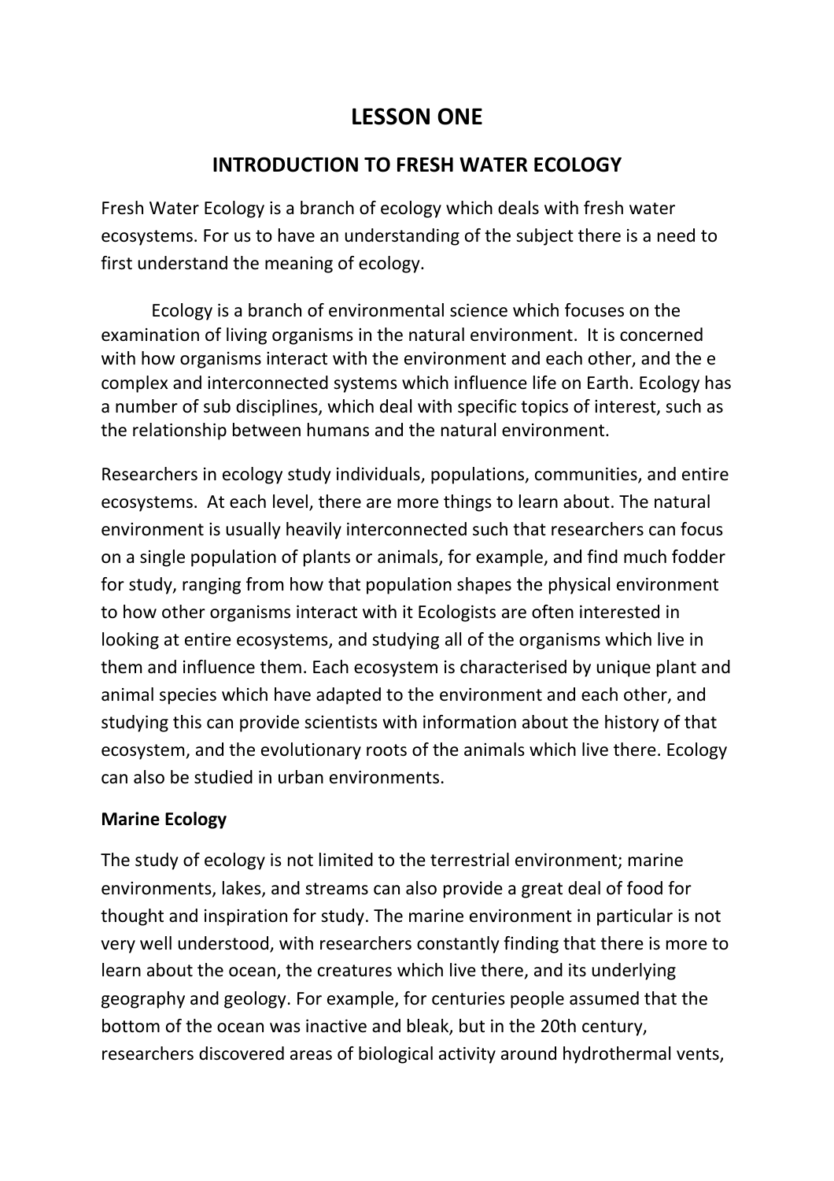# LESSON ONE

## INTRODUCTION TO FRESH WATER ECOLOGY

Fresh Water Ecology is a branch of ecology which deals with fresh water ecosystems. For us to have an understanding of the subject there is a need to first understand the meaning of ecology.

Ecology is a branch of environmental science which focuses on the examination of living organisms in the natural environment. It is concerned with how organisms interact with the environment and each other, and the e complex and interconnected systems which influence life on Earth. Ecology has a number of sub disciplines, which deal with specific topics of interest, such as the relationship between humans and the natural environment.

Researchers in ecology study individuals, populations, communities, and entire ecosystems. At each level, there are more things to learn about. The natural environment is usually heavily interconnected such that researchers can focus on a single population of plants or animals, for example, and find much fodder for study, ranging from how that population shapes the physical environment to how other organisms interact with it Ecologists are often interested in looking at entire ecosystems, and studying all of the organisms which live in them and influence them. Each ecosystem is characterised by unique plant and animal species which have adapted to the environment and each other, and studying this can provide scientists with information about the history of that ecosystem, and the evolutionary roots of the animals which live there. Ecology can also be studied in urban environments.

**Marine Ecology**

The study of ecology is not limited to the terrestrial environment; marine environments, lakes, and streams can also provide a great deal of food for thought and inspiration for study. The marine environment in particular is not very well understood, with researchers constantly finding that there is more to learn about the ocean, the creatures which live there, and its underlying geography and geology. For example, for centuries people assumed that the bottom of the ocean was inactive and bleak, but in the 20th century, researchers discovered areas of biological activity around hydrothermal vents,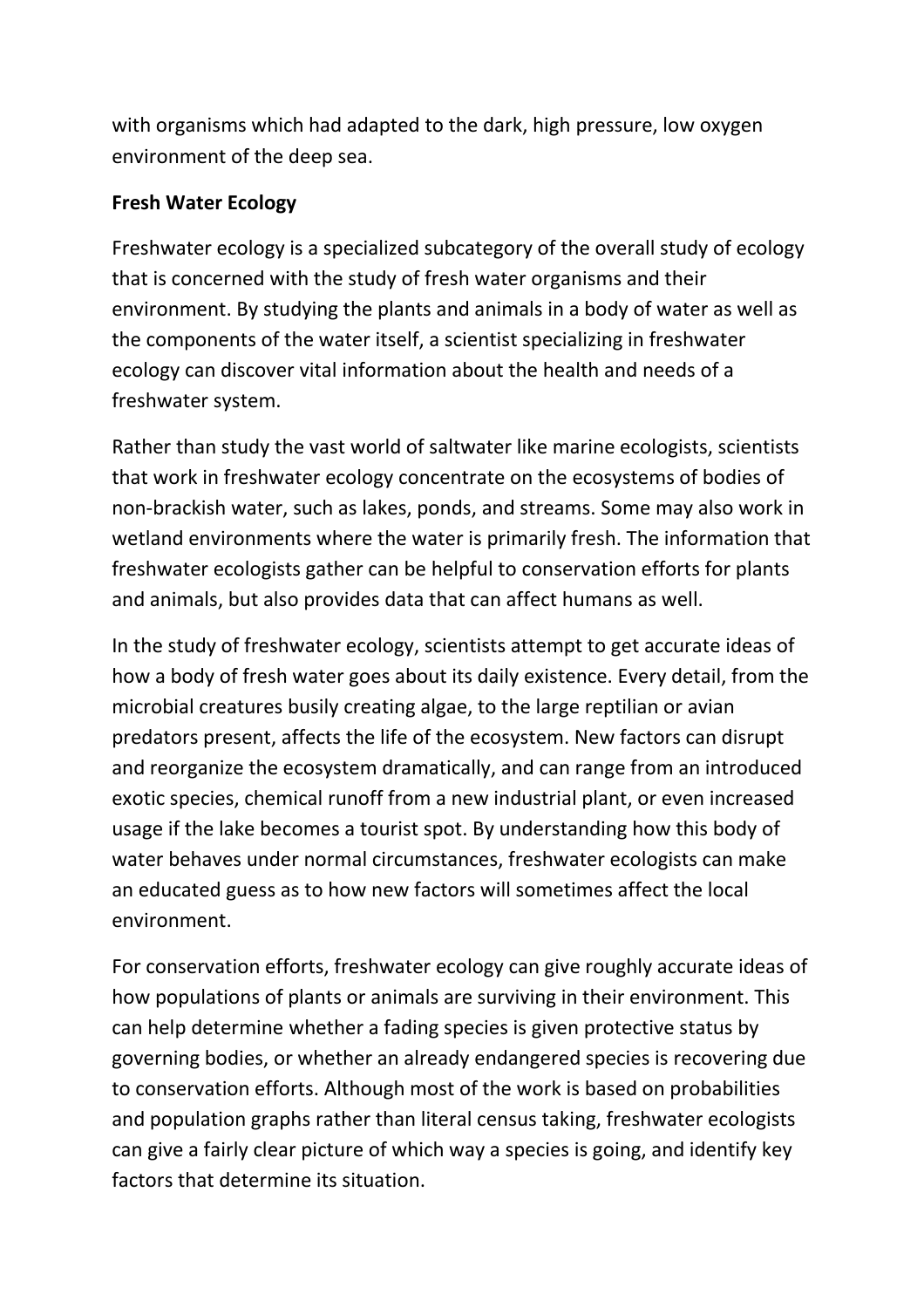with organisms which had adapted to the dark, high pressure, low oxygen environment of the deep sea.

## Fresh Water Ecology

Freshwater ecology is a specialized subcategory of the overall study of ecology that is concerned with the study of fresh water organisms and their environment. By studying the plants and animals in a body of water as well as the components of the water itself, a scientist specializing in freshwater ecology can discover vital information about the health and needs of a freshwater system.

Rather than study the vast world of saltwater like marine ecologists, scientists that work in freshwater ecology concentrate on the ecosystems of bodies of non-brackish water, such as lakes, ponds, and streams. Some may also work in wetland environments where the water is primarily fresh. The information that freshwater ecologists gather can be helpful to conservation efforts for plants and animals, but also provides data that can affect humans as well.

In the study of freshwater ecology, scientists attempt to get accurate ideas of how a body of fresh water goes about its daily existence. Every detail, from the microbial creatures busily creating algae, to the large reptilian or avian predators present, affects the life of the ecosystem. New factors can disrupt and reorganize the ecosystem dramatically, and can range from an introduced exotic species, chemical runoff from a new industrial plant, or even increased usage if the lake becomes a tourist spot. By understanding how this body of water behaves under normal circumstances, freshwater ecologists can make an educated guess as to how new factors will sometimes affect the local environment.

For conservation efforts, freshwater ecology can give roughly accurate ideas of how populations of plants or animals are surviving in their environment. This can help determine whether a fading species is given protective status by governing bodies, or whether an already endangered species is recovering due to conservation efforts. Although most of the work is based on probabilities and population graphs rather than literal census taking, freshwater ecologists can give a fairly clear picture of which way a species is going, and identify key factors that determine its situation.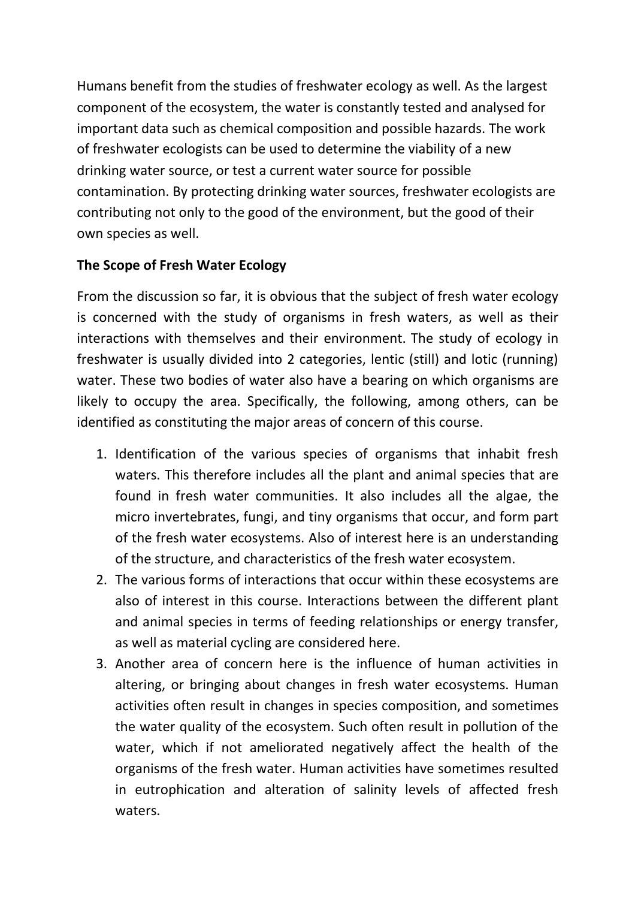Humans benefit from the studies of freshwater ecology as well. As the largest component of the ecosystem, the water is constantly tested and analysed for important data such as chemical composition and possible hazards. The work of freshwater ecologists can be used to determine the viability of a new drinking water source, or test a current water source for possible contamination. By protecting drinking water sources, freshwater ecologists are contributing not only to the good of the environment, but the good of their own species as well.

**The Scope of Fresh Water Ecology**

From the discussion so far, it is obvious that the subject of fresh water ecology is concerned with the study of organisms in fresh waters, as well as their interactions with themselves and their environment. The study of ecology in freshwater is usually divided into 2 categories, lentic (still) and lotic (running) water. These two bodies of water also have a bearing on which organisms are likely to occupy the area. Specifically, the following, among others, can be identified as constituting the major areas of concern of this course.

1. Identification of the various species of organisms that inhabit fresh waters. This therefore includes all the plant and animal species that are found in fresh water communities. It also includes all the algae, the micro invertebrates, fungi, and tiny organisms that occur, and form part of the fresh water ecosystems. Also of interest here is an understanding of the structure, and characteristics of the fresh water ecosystem.
2. The various forms of interactions that occur within these ecosystems are also of interest in this course. Interactions between the different plant and animal species in terms of feeding relationships or energy transfer, as well as material cycling are considered here.
3. Another area of concern here is the influence of human activities in altering, or bringing about changes in fresh water ecosystems. Human activities often result in changes in species composition, and sometimes the water quality of the ecosystem. Such often result in pollution of the water, which if not ameliorated negatively affect the health of the organisms of the fresh water. Human activities have sometimes resulted in eutrophication and alteration of salinity levels of affected fresh waters.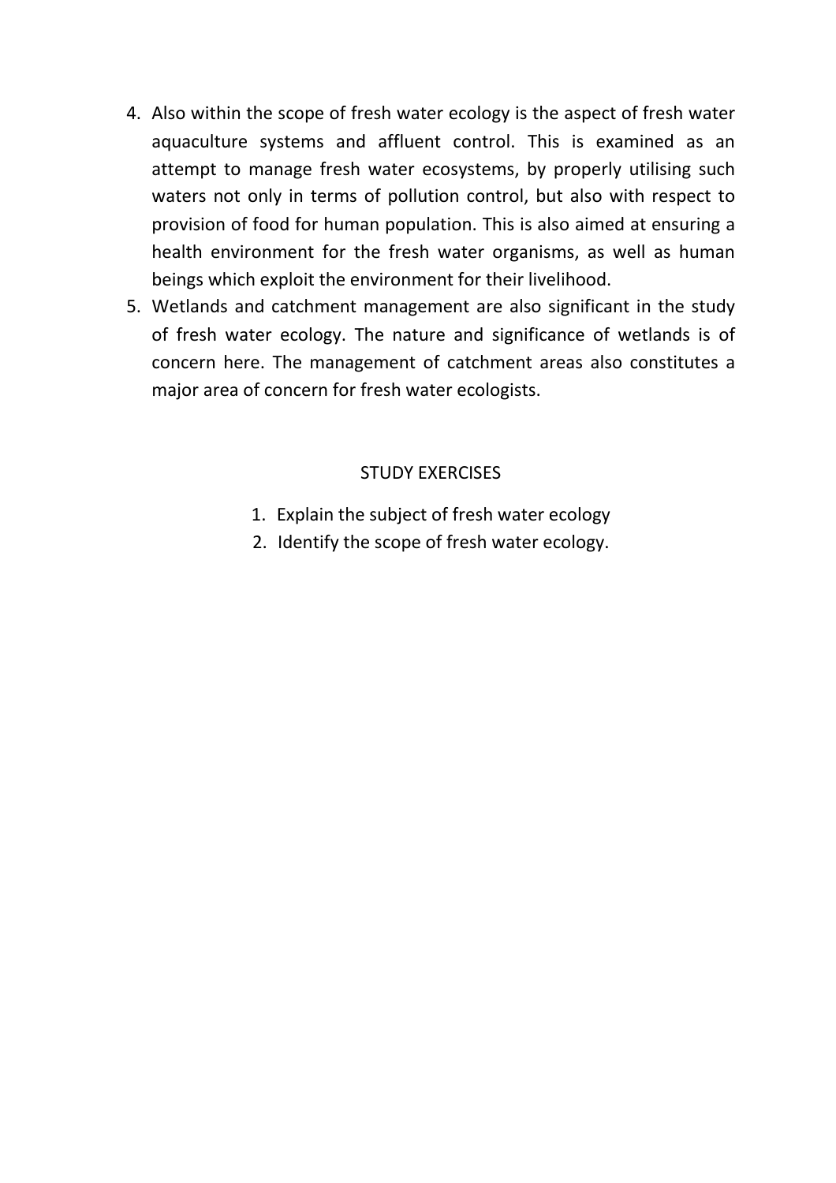4. Also within the scope of fresh water ecology is the aspect of fresh water aquaculture systems and affluent control. This is examined as an attempt to manage fresh water ecosystems, by properly utilising such waters not only in terms of pollution control, but also with respect to provision of food for human population. This is also aimed at ensuring a health environment for the fresh water organisms, as well as human beings which exploit the environment for their livelihood.
5. Wetlands and catchment management are also significant in the study of fresh water ecology. The nature and significance of wetlands is of concern here. The management of catchment areas also constitutes a major area of concern for fresh water ecologists.

STUDY EXERCISES

1. Explain the subject of fresh water ecology
2. Identify the scope of fresh water ecology.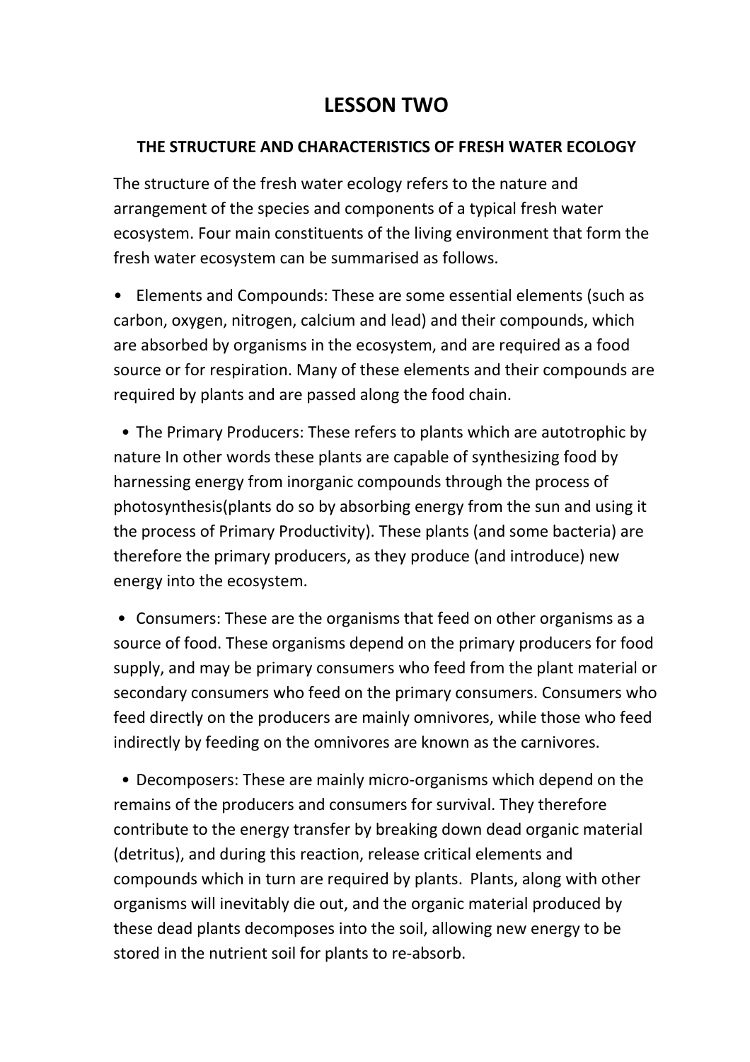# LESSON TWO

## THE STRUCTURE AND CHARACTERISTICS OF FRESH WATER ECOLOGY

The structure of the fresh water ecology refers to the nature and arrangement of the species and components of a typical fresh water ecosystem. Four main constituents of the living environment that form the fresh water ecosystem can be summarised as follows.

- Elements and Compounds: These are some essential elements (such as carbon, oxygen, nitrogen, calcium and lead) and their compounds, which are absorbed by organisms in the ecosystem, and are required as a food source or for respiration. Many of these elements and their compounds are required by plants and are passed along the food chain.

- The Primary Producers: These refers to plants which are autotrophic by nature In other words these plants are capable of synthesizing food by harnessing energy from inorganic compounds through the process of photosynthesis(plants do so by absorbing energy from the sun and using it the process of Primary Productivity). These plants (and some bacteria) are therefore the primary producers, as they produce (and introduce) new energy into the ecosystem.

- Consumers: These are the organisms that feed on other organisms as a source of food. These organisms depend on the primary producers for food supply, and may be primary consumers who feed from the plant material or secondary consumers who feed on the primary consumers. Consumers who feed directly on the producers are mainly omnivores, while those who feed indirectly by feeding on the omnivores are known as the carnivores.

- Decomposers: These are mainly micro-organisms which depend on the remains of the producers and consumers for survival. They therefore contribute to the energy transfer by breaking down dead organic material (detritus), and during this reaction, release critical elements and compounds which in turn are required by plants. Plants, along with other organisms will inevitably die out, and the organic material produced by these dead plants decomposes into the soil, allowing new energy to be stored in the nutrient soil for plants to re-absorb.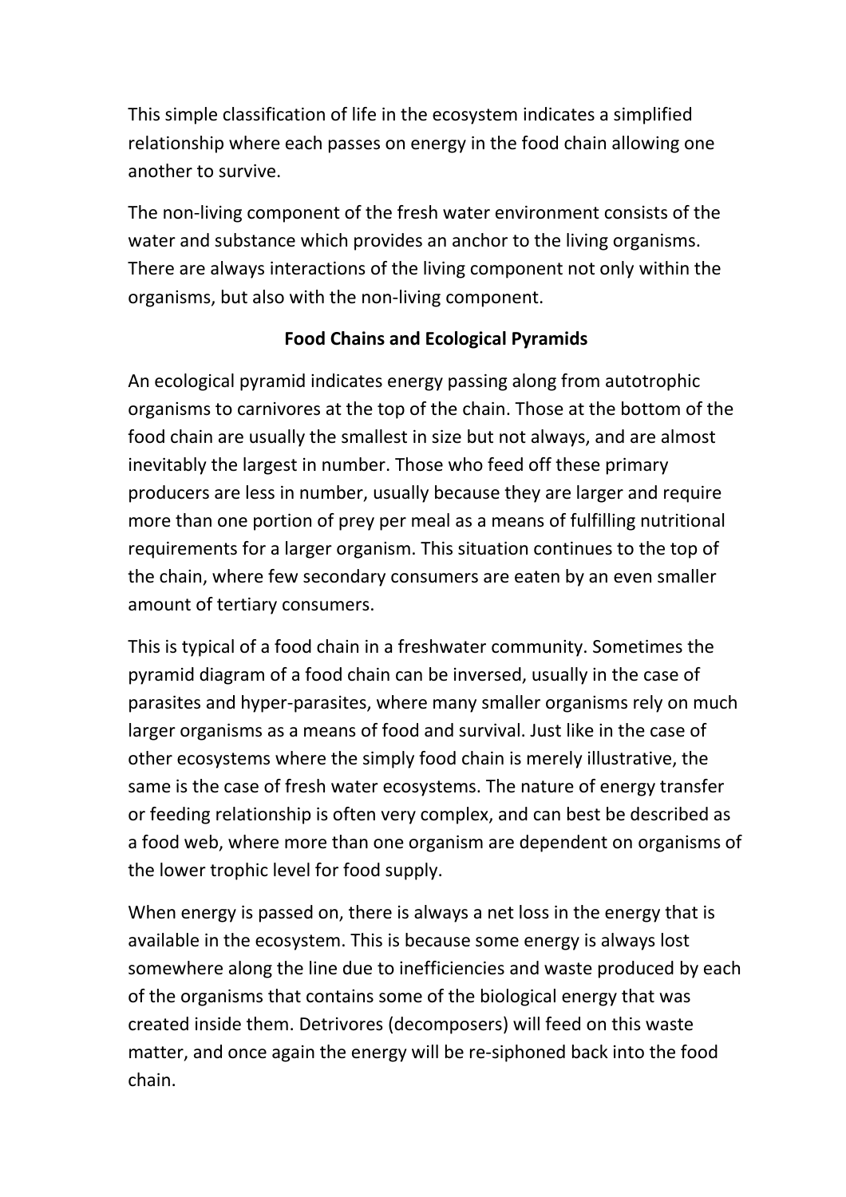This simple classification of life in the ecosystem indicates a simplified relationship where each passes on energy in the food chain allowing one another to survive.

The non-living component of the fresh water environment consists of the water and substance which provides an anchor to the living organisms. There are always interactions of the living component not only within the organisms, but also with the non-living component.

## Food Chains and Ecological Pyramids

An ecological pyramid indicates energy passing along from autotrophic organisms to carnivores at the top of the chain. Those at the bottom of the food chain are usually the smallest in size but not always, and are almost inevitably the largest in number. Those who feed off these primary producers are less in number, usually because they are larger and require more than one portion of prey per meal as a means of fulfilling nutritional requirements for a larger organism. This situation continues to the top of the chain, where few secondary consumers are eaten by an even smaller amount of tertiary consumers.

This is typical of a food chain in a freshwater community. Sometimes the pyramid diagram of a food chain can be inversed, usually in the case of parasites and hyper-parasites, where many smaller organisms rely on much larger organisms as a means of food and survival. Just like in the case of other ecosystems where the simply food chain is merely illustrative, the same is the case of fresh water ecosystems. The nature of energy transfer or feeding relationship is often very complex, and can best be described as a food web, where more than one organism are dependent on organisms of the lower trophic level for food supply.

When energy is passed on, there is always a net loss in the energy that is available in the ecosystem. This is because some energy is always lost somewhere along the line due to inefficiencies and waste produced by each of the organisms that contains some of the biological energy that was created inside them. Detrivores (decomposers) will feed on this waste matter, and once again the energy will be re-siphoned back into the food chain.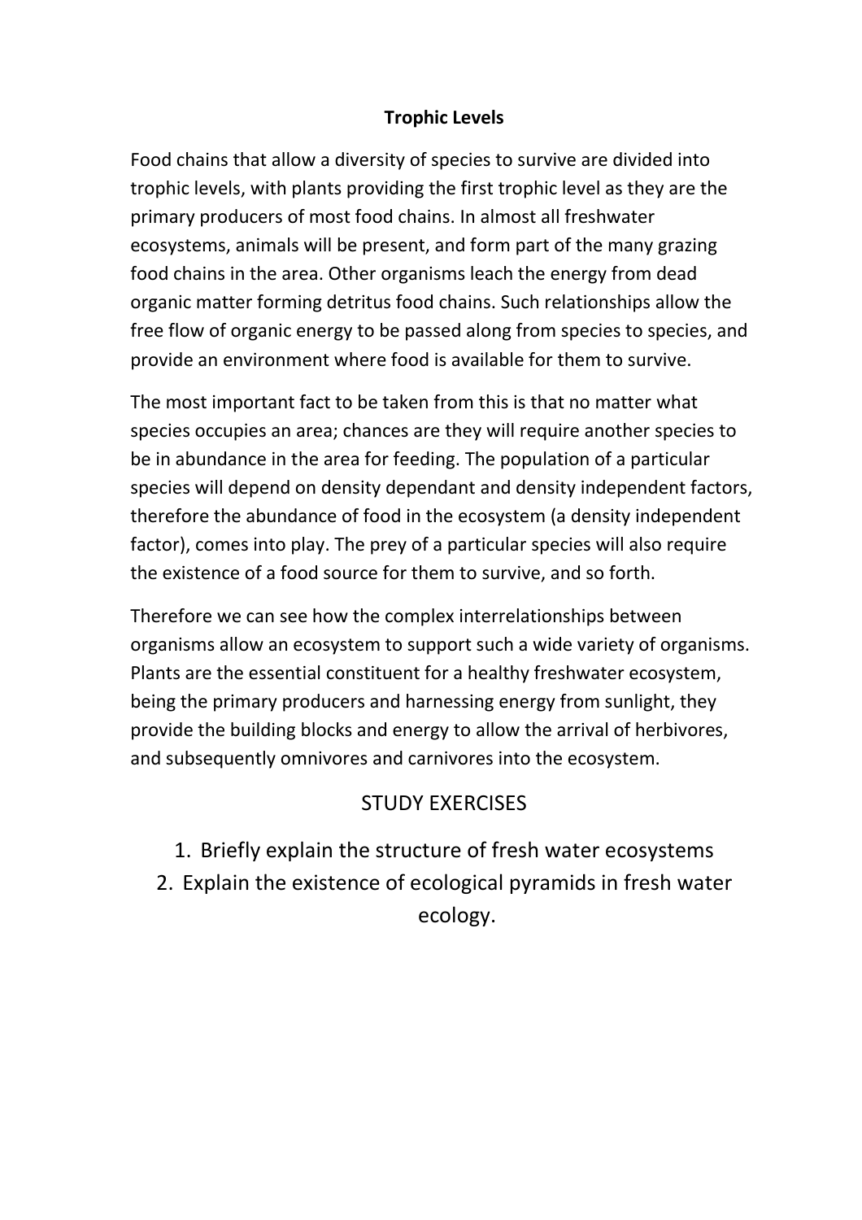## Trophic Levels

Food chains that allow a diversity of species to survive are divided into trophic levels, with plants providing the first trophic level as they are the primary producers of most food chains. In almost all freshwater ecosystems, animals will be present, and form part of the many grazing food chains in the area. Other organisms leach the energy from dead organic matter forming detritus food chains. Such relationships allow the free flow of organic energy to be passed along from species to species, and provide an environment where food is available for them to survive.

The most important fact to be taken from this is that no matter what species occupies an area; chances are they will require another species to be in abundance in the area for feeding. The population of a particular species will depend on density dependant and density independent factors, therefore the abundance of food in the ecosystem (a density independent factor), comes into play. The prey of a particular species will also require the existence of a food source for them to survive, and so forth.

Therefore we can see how the complex interrelationships between organisms allow an ecosystem to support such a wide variety of organisms. Plants are the essential constituent for a healthy freshwater ecosystem, being the primary producers and harnessing energy from sunlight, they provide the building blocks and energy to allow the arrival of herbivores, and subsequently omnivores and carnivores into the ecosystem.

## STUDY EXERCISES

1. Briefly explain the structure of fresh water ecosystems
2. Explain the existence of ecological pyramids in fresh water ecology.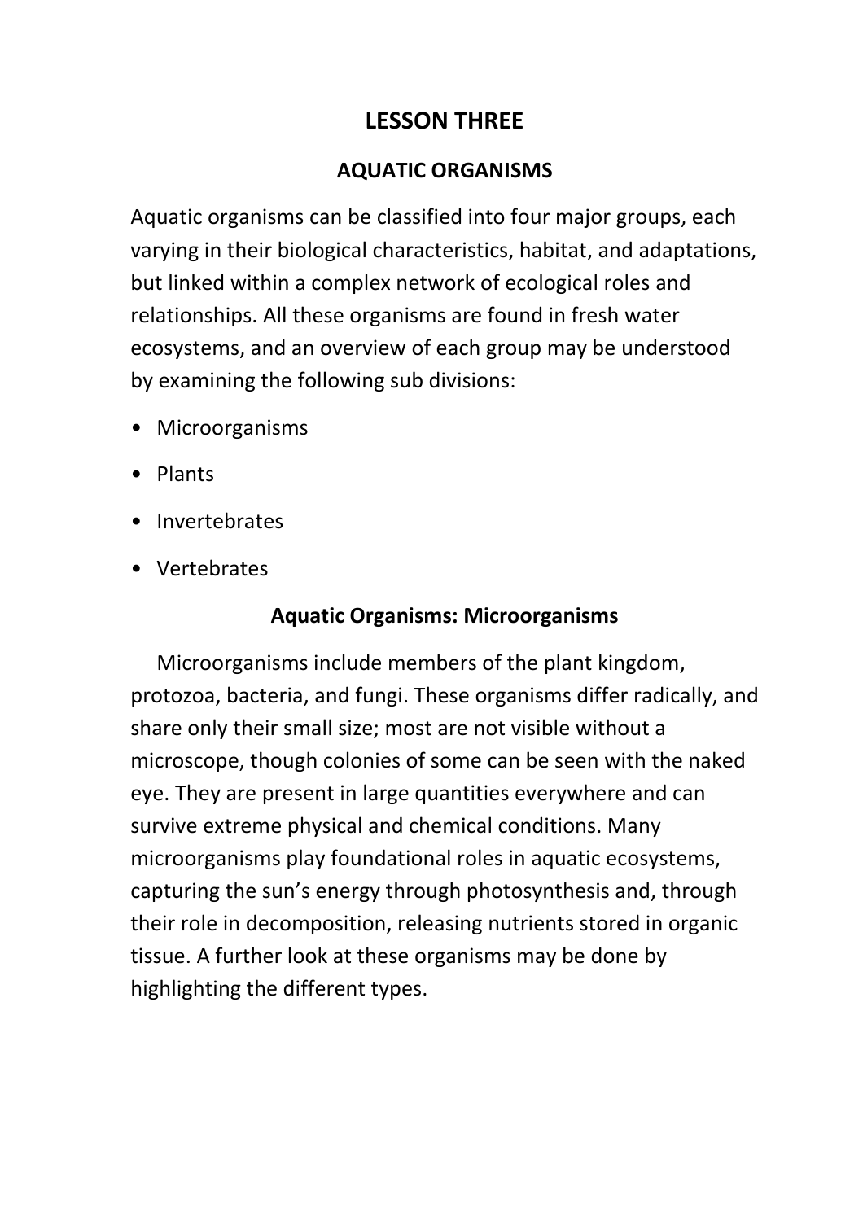# LESSON THREE

## AQUATIC ORGANISMS

Aquatic organisms can be classified into four major groups, each varying in their biological characteristics, habitat, and adaptations, but linked within a complex network of ecological roles and relationships. All these organisms are found in fresh water ecosystems, and an overview of each group may be understood by examining the following sub divisions:

- Microorganisms
- Plants
- Invertebrates
- Vertebrates

### Aquatic Organisms: Microorganisms

Microorganisms include members of the plant kingdom, protozoa, bacteria, and fungi. These organisms differ radically, and share only their small size; most are not visible without a microscope, though colonies of some can be seen with the naked eye. They are present in large quantities everywhere and can survive extreme physical and chemical conditions. Many microorganisms play foundational roles in aquatic ecosystems, capturing the sun's energy through photosynthesis and, through their role in decomposition, releasing nutrients stored in organic tissue. A further look at these organisms may be done by highlighting the different types.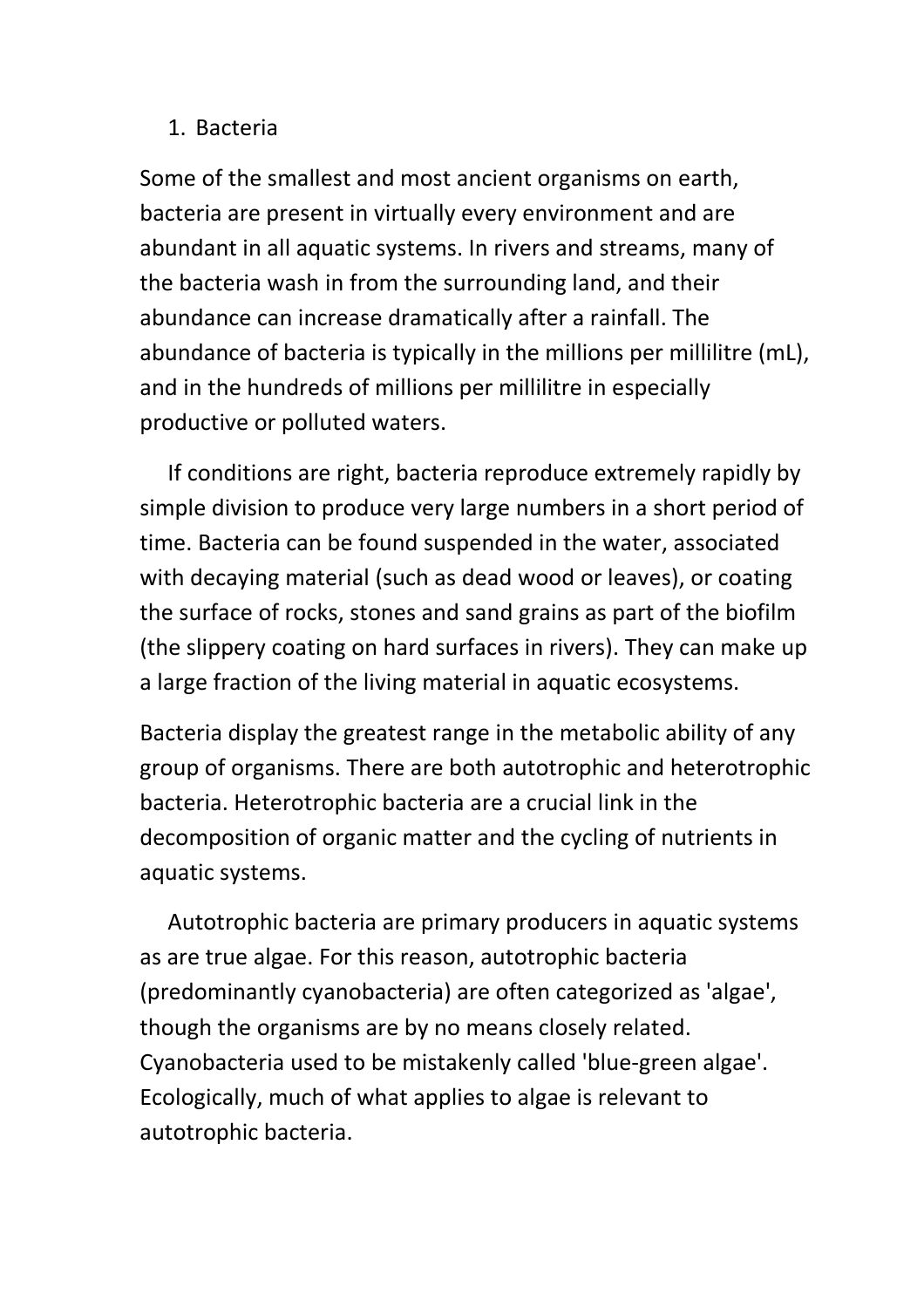1. Bacteria

Some of the smallest and most ancient organisms on earth, bacteria are present in virtually every environment and are abundant in all aquatic systems. In rivers and streams, many of the bacteria wash in from the surrounding land, and their abundance can increase dramatically after a rainfall. The abundance of bacteria is typically in the millions per millilitre (mL), and in the hundreds of millions per millilitre in especially productive or polluted waters.

If conditions are right, bacteria reproduce extremely rapidly by simple division to produce very large numbers in a short period of time. Bacteria can be found suspended in the water, associated with decaying material (such as dead wood or leaves), or coating the surface of rocks, stones and sand grains as part of the biofilm (the slippery coating on hard surfaces in rivers). They can make up a large fraction of the living material in aquatic ecosystems.

Bacteria display the greatest range in the metabolic ability of any group of organisms. There are both autotrophic and heterotrophic bacteria. Heterotrophic bacteria are a crucial link in the decomposition of organic matter and the cycling of nutrients in aquatic systems.

Autotrophic bacteria are primary producers in aquatic systems as are true algae. For this reason, autotrophic bacteria (predominantly cyanobacteria) are often categorized as 'algae', though the organisms are by no means closely related. Cyanobacteria used to be mistakenly called 'blue-green algae'. Ecologically, much of what applies to algae is relevant to autotrophic bacteria.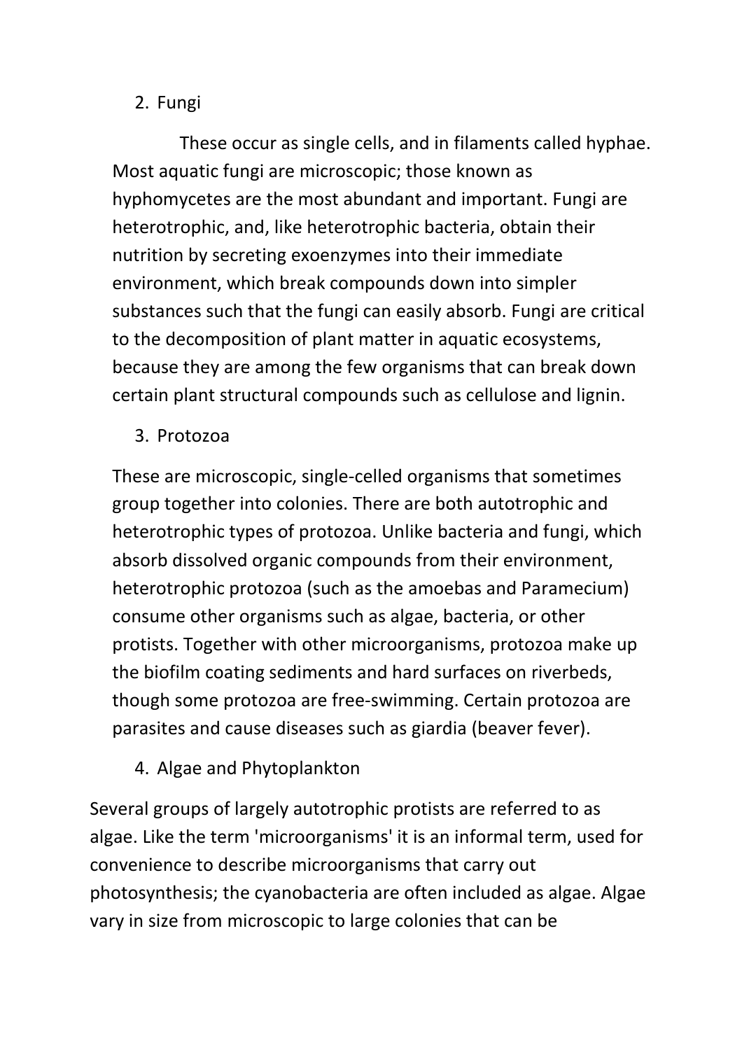2. Fungi

These occur as single cells, and in filaments called hyphae. Most aquatic fungi are microscopic; those known as hyphomycetes are the most abundant and important. Fungi are heterotrophic, and, like heterotrophic bacteria, obtain their nutrition by secreting exoenzymes into their immediate environment, which break compounds down into simpler substances such that the fungi can easily absorb. Fungi are critical to the decomposition of plant matter in aquatic ecosystems, because they are among the few organisms that can break down certain plant structural compounds such as cellulose and lignin.

3. Protozoa

These are microscopic, single-celled organisms that sometimes group together into colonies. There are both autotrophic and heterotrophic types of protozoa. Unlike bacteria and fungi, which absorb dissolved organic compounds from their environment, heterotrophic protozoa (such as the amoebas and Paramecium) consume other organisms such as algae, bacteria, or other protists. Together with other microorganisms, protozoa make up the biofilm coating sediments and hard surfaces on riverbeds, though some protozoa are free-swimming. Certain protozoa are parasites and cause diseases such as giardia (beaver fever).

4. Algae and Phytoplankton

Several groups of largely autotrophic protists are referred to as algae. Like the term 'microorganisms' it is an informal term, used for convenience to describe microorganisms that carry out photosynthesis; the cyanobacteria are often included as algae. Algae vary in size from microscopic to large colonies that can be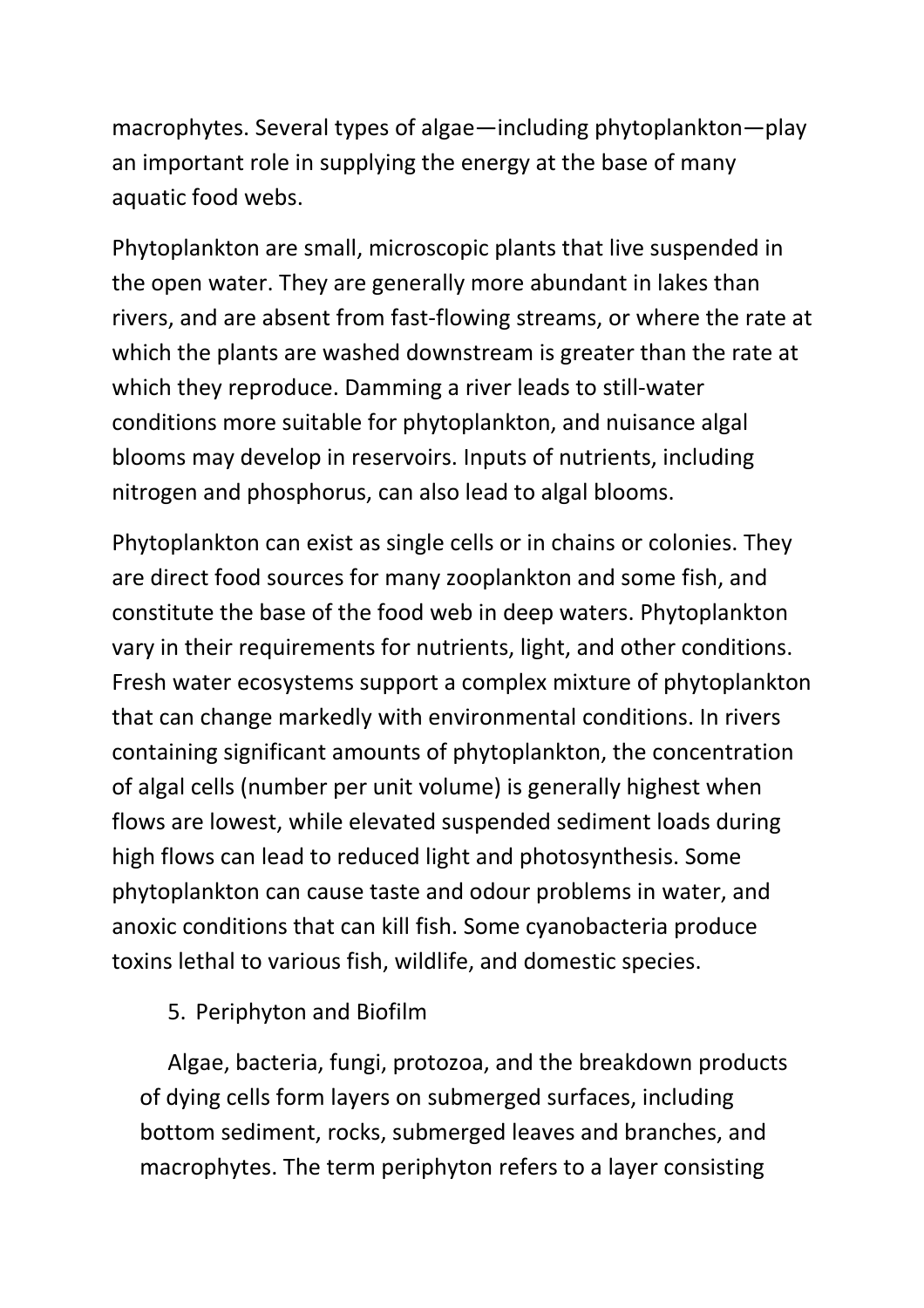macrophytes. Several types of algae—including phytoplankton—play an important role in supplying the energy at the base of many aquatic food webs.

Phytoplankton are small, microscopic plants that live suspended in the open water. They are generally more abundant in lakes than rivers, and are absent from fast-flowing streams, or where the rate at which the plants are washed downstream is greater than the rate at which they reproduce. Damming a river leads to still-water conditions more suitable for phytoplankton, and nuisance algal blooms may develop in reservoirs. Inputs of nutrients, including nitrogen and phosphorus, can also lead to algal blooms.

Phytoplankton can exist as single cells or in chains or colonies. They are direct food sources for many zooplankton and some fish, and constitute the base of the food web in deep waters. Phytoplankton vary in their requirements for nutrients, light, and other conditions. Fresh water ecosystems support a complex mixture of phytoplankton that can change markedly with environmental conditions. In rivers containing significant amounts of phytoplankton, the concentration of algal cells (number per unit volume) is generally highest when flows are lowest, while elevated suspended sediment loads during high flows can lead to reduced light and photosynthesis. Some phytoplankton can cause taste and odour problems in water, and anoxic conditions that can kill fish. Some cyanobacteria produce toxins lethal to various fish, wildlife, and domestic species.

5. Periphyton and Biofilm

Algae, bacteria, fungi, protozoa, and the breakdown products of dying cells form layers on submerged surfaces, including bottom sediment, rocks, submerged leaves and branches, and macrophytes. The term periphyton refers to a layer consisting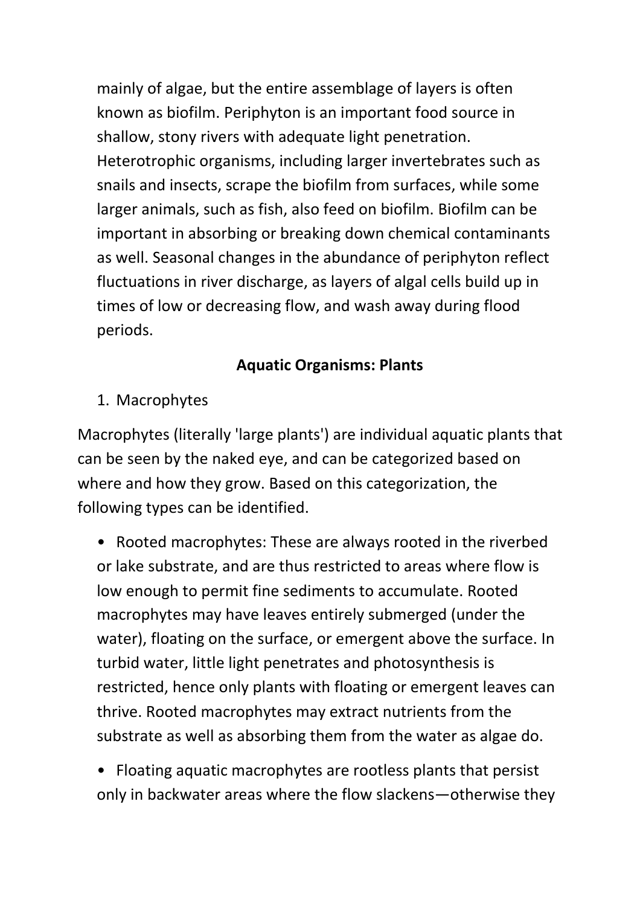mainly of algae, but the entire assemblage of layers is often known as biofilm. Periphyton is an important food source in shallow, stony rivers with adequate light penetration. Heterotrophic organisms, including larger invertebrates such as snails and insects, scrape the biofilm from surfaces, while some larger animals, such as fish, also feed on biofilm. Biofilm can be important in absorbing or breaking down chemical contaminants as well. Seasonal changes in the abundance of periphyton reflect fluctuations in river discharge, as layers of algal cells build up in times of low or decreasing flow, and wash away during flood periods.

## Aquatic Organisms: Plants

1. Macrophytes

Macrophytes (literally 'large plants') are individual aquatic plants that can be seen by the naked eye, and can be categorized based on where and how they grow. Based on this categorization, the following types can be identified.

- Rooted macrophytes: These are always rooted in the riverbed or lake substrate, and are thus restricted to areas where flow is low enough to permit fine sediments to accumulate. Rooted macrophytes may have leaves entirely submerged (under the water), floating on the surface, or emergent above the surface. In turbid water, little light penetrates and photosynthesis is restricted, hence only plants with floating or emergent leaves can thrive. Rooted macrophytes may extract nutrients from the substrate as well as absorbing them from the water as algae do.

- Floating aquatic macrophytes are rootless plants that persist only in backwater areas where the flow slackens—otherwise they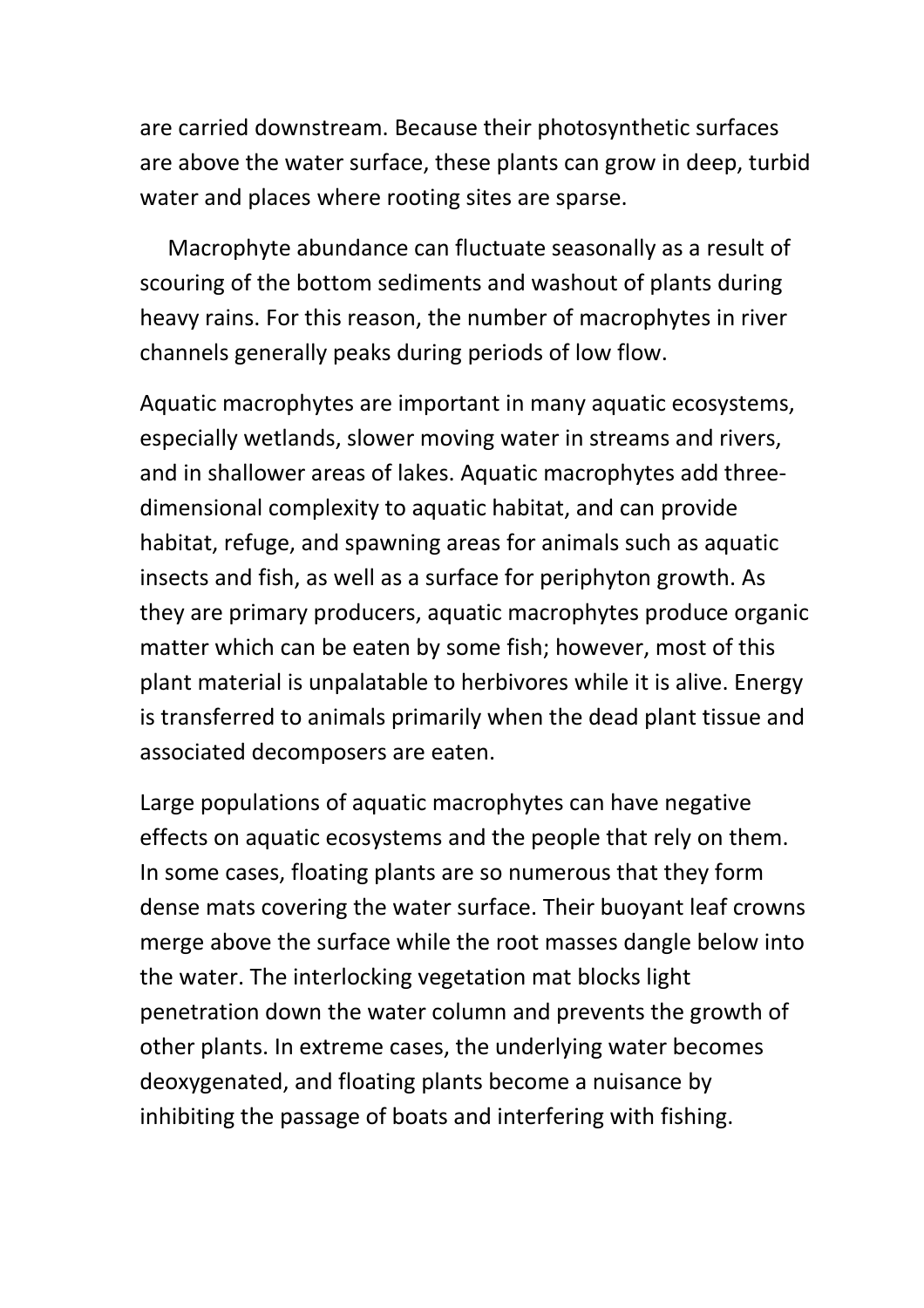are carried downstream. Because their photosynthetic surfaces are above the water surface, these plants can grow in deep, turbid water and places where rooting sites are sparse.

Macrophyte abundance can fluctuate seasonally as a result of scouring of the bottom sediments and washout of plants during heavy rains. For this reason, the number of macrophytes in river channels generally peaks during periods of low flow.

Aquatic macrophytes are important in many aquatic ecosystems, especially wetlands, slower moving water in streams and rivers, and in shallower areas of lakes. Aquatic macrophytes add three-dimensional complexity to aquatic habitat, and can provide habitat, refuge, and spawning areas for animals such as aquatic insects and fish, as well as a surface for periphyton growth. As they are primary producers, aquatic macrophytes produce organic matter which can be eaten by some fish; however, most of this plant material is unpalatable to herbivores while it is alive. Energy is transferred to animals primarily when the dead plant tissue and associated decomposers are eaten.

Large populations of aquatic macrophytes can have negative effects on aquatic ecosystems and the people that rely on them. In some cases, floating plants are so numerous that they form dense mats covering the water surface. Their buoyant leaf crowns merge above the surface while the root masses dangle below into the water. The interlocking vegetation mat blocks light penetration down the water column and prevents the growth of other plants. In extreme cases, the underlying water becomes deoxygenated, and floating plants become a nuisance by inhibiting the passage of boats and interfering with fishing.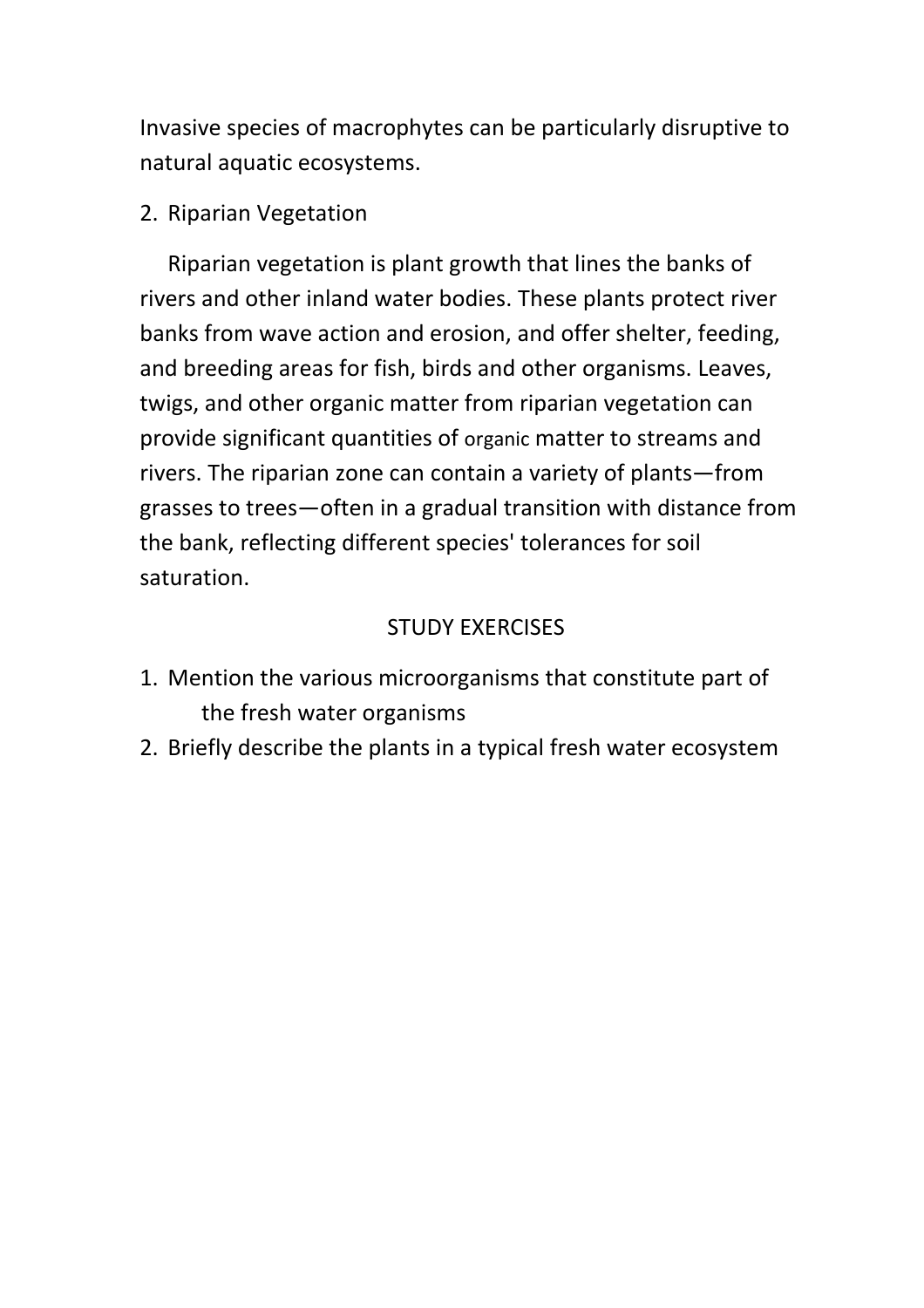Invasive species of macrophytes can be particularly disruptive to natural aquatic ecosystems.

2. Riparian Vegetation

Riparian vegetation is plant growth that lines the banks of rivers and other inland water bodies. These plants protect river banks from wave action and erosion, and offer shelter, feeding, and breeding areas for fish, birds and other organisms. Leaves, twigs, and other organic matter from riparian vegetation can provide significant quantities of organic matter to streams and rivers. The riparian zone can contain a variety of plants—from grasses to trees—often in a gradual transition with distance from the bank, reflecting different species' tolerances for soil saturation.

## STUDY EXERCISES

1. Mention the various microorganisms that constitute part of the fresh water organisms
2. Briefly describe the plants in a typical fresh water ecosystem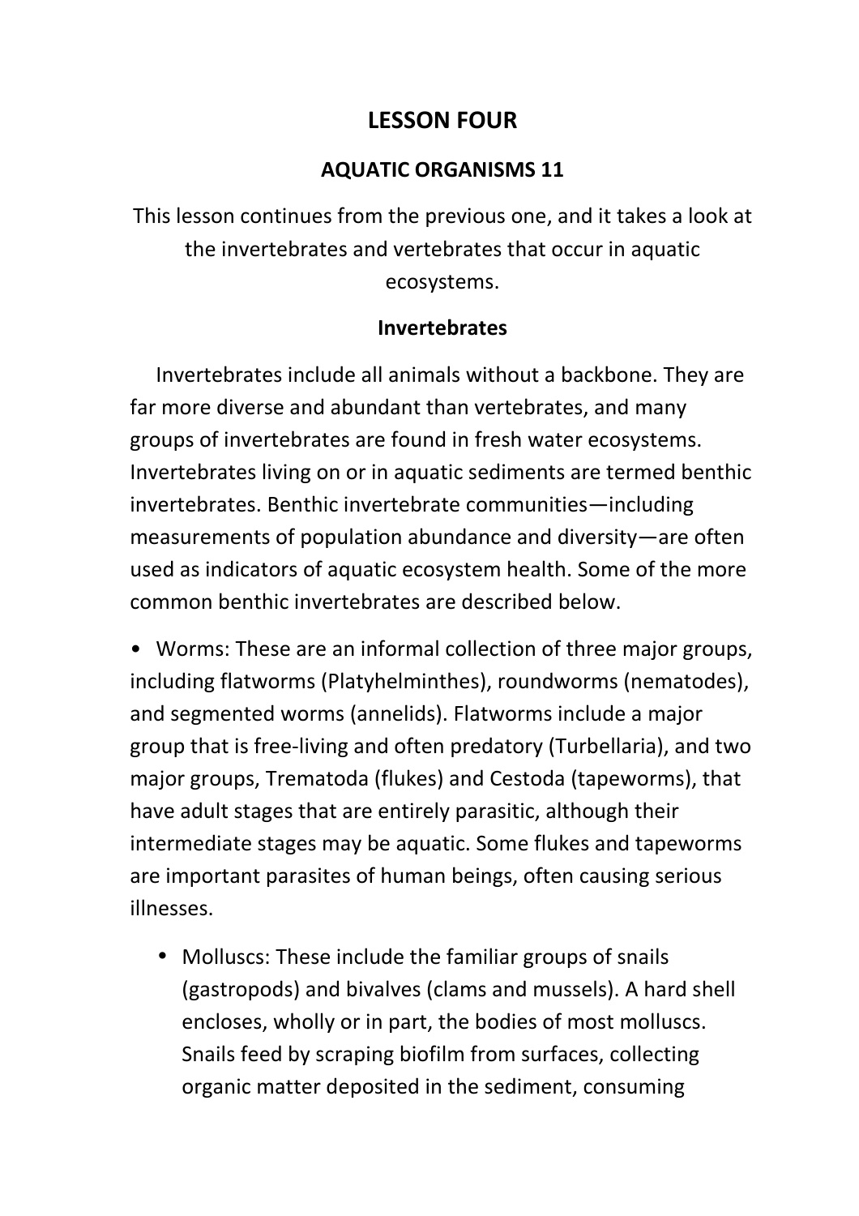# LESSON FOUR

## AQUATIC ORGANISMS 11

This lesson continues from the previous one, and it takes a look at the invertebrates and vertebrates that occur in aquatic ecosystems.

### Invertebrates

Invertebrates include all animals without a backbone. They are far more diverse and abundant than vertebrates, and many groups of invertebrates are found in fresh water ecosystems. Invertebrates living on or in aquatic sediments are termed benthic invertebrates. Benthic invertebrate communities—including measurements of population abundance and diversity—are often used as indicators of aquatic ecosystem health. Some of the more common benthic invertebrates are described below.

- Worms: These are an informal collection of three major groups, including flatworms (Platyhelminthes), roundworms (nematodes), and segmented worms (annelids). Flatworms include a major group that is free-living and often predatory (Turbellaria), and two major groups, Trematoda (flukes) and Cestoda (tapeworms), that have adult stages that are entirely parasitic, although their intermediate stages may be aquatic. Some flukes and tapeworms are important parasites of human beings, often causing serious illnesses.

- Molluscs: These include the familiar groups of snails (gastropods) and bivalves (clams and mussels). A hard shell encloses, wholly or in part, the bodies of most molluscs. Snails feed by scraping biofilm from surfaces, collecting organic matter deposited in the sediment, consuming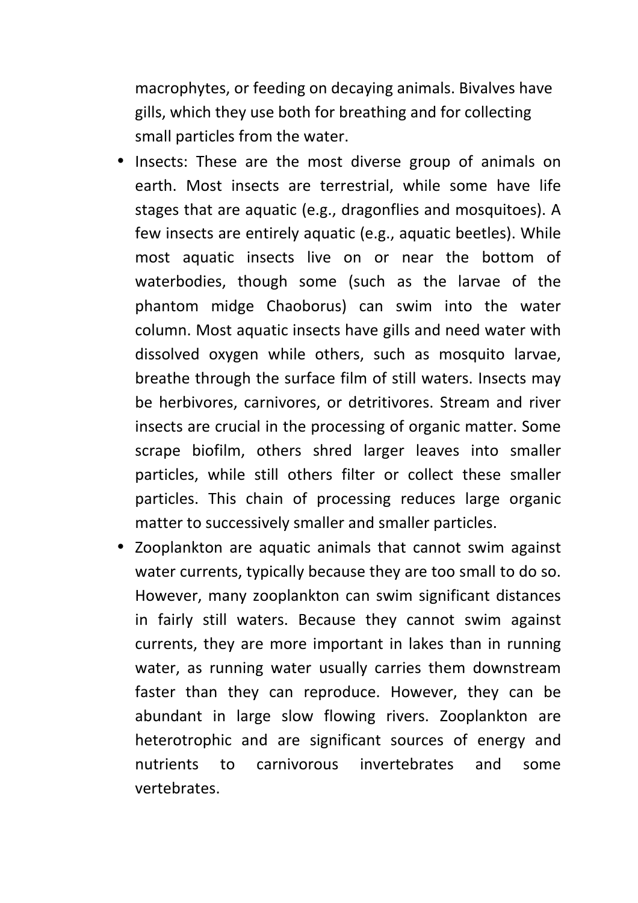macrophytes, or feeding on decaying animals. Bivalves have gills, which they use both for breathing and for collecting small particles from the water.

- Insects: These are the most diverse group of animals on earth. Most insects are terrestrial, while some have life stages that are aquatic (e.g., dragonflies and mosquitoes). A few insects are entirely aquatic (e.g., aquatic beetles). While most aquatic insects live on or near the bottom of waterbodies, though some (such as the larvae of the phantom midge Chaoborus) can swim into the water column. Most aquatic insects have gills and need water with dissolved oxygen while others, such as mosquito larvae, breathe through the surface film of still waters. Insects may be herbivores, carnivores, or detritivores. Stream and river insects are crucial in the processing of organic matter. Some scrape biofilm, others shred larger leaves into smaller particles, while still others filter or collect these smaller particles. This chain of processing reduces large organic matter to successively smaller and smaller particles.
- Zooplankton are aquatic animals that cannot swim against water currents, typically because they are too small to do so. However, many zooplankton can swim significant distances in fairly still waters. Because they cannot swim against currents, they are more important in lakes than in running water, as running water usually carries them downstream faster than they can reproduce. However, they can be abundant in large slow flowing rivers. Zooplankton are heterotrophic and are significant sources of energy and nutrients to carnivorous invertebrates and some vertebrates.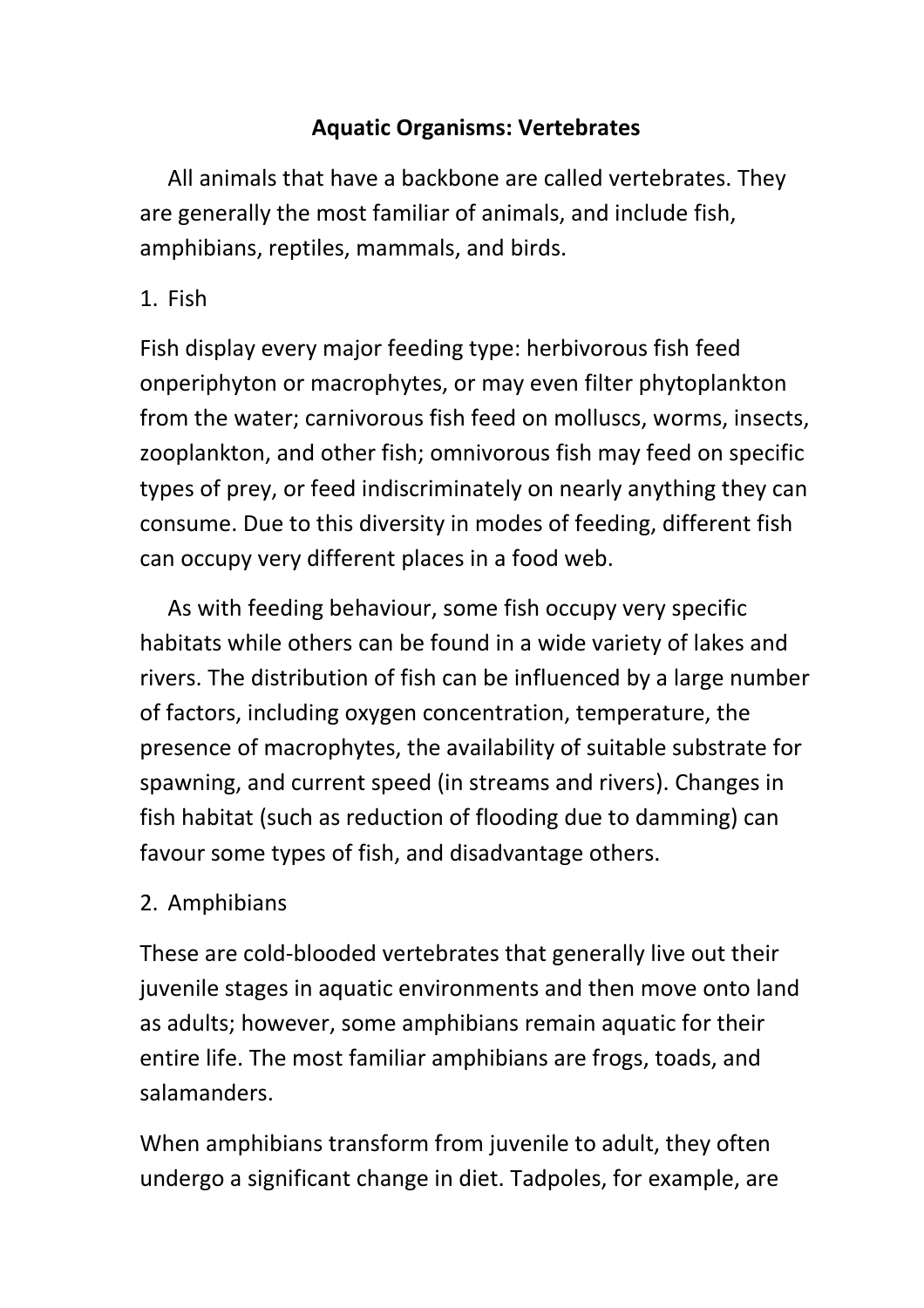# Aquatic Organisms: Vertebrates

All animals that have a backbone are called vertebrates. They are generally the most familiar of animals, and include fish, amphibians, reptiles, mammals, and birds.

1. Fish

Fish display every major feeding type: herbivorous fish feed onperiphyton or macrophytes, or may even filter phytoplankton from the water; carnivorous fish feed on molluscs, worms, insects, zooplankton, and other fish; omnivorous fish may feed on specific types of prey, or feed indiscriminately on nearly anything they can consume. Due to this diversity in modes of feeding, different fish can occupy very different places in a food web.

As with feeding behaviour, some fish occupy very specific habitats while others can be found in a wide variety of lakes and rivers. The distribution of fish can be influenced by a large number of factors, including oxygen concentration, temperature, the presence of macrophytes, the availability of suitable substrate for spawning, and current speed (in streams and rivers). Changes in fish habitat (such as reduction of flooding due to damming) can favour some types of fish, and disadvantage others.

2. Amphibians

These are cold-blooded vertebrates that generally live out their juvenile stages in aquatic environments and then move onto land as adults; however, some amphibians remain aquatic for their entire life. The most familiar amphibians are frogs, toads, and salamanders.

When amphibians transform from juvenile to adult, they often undergo a significant change in diet. Tadpoles, for example, are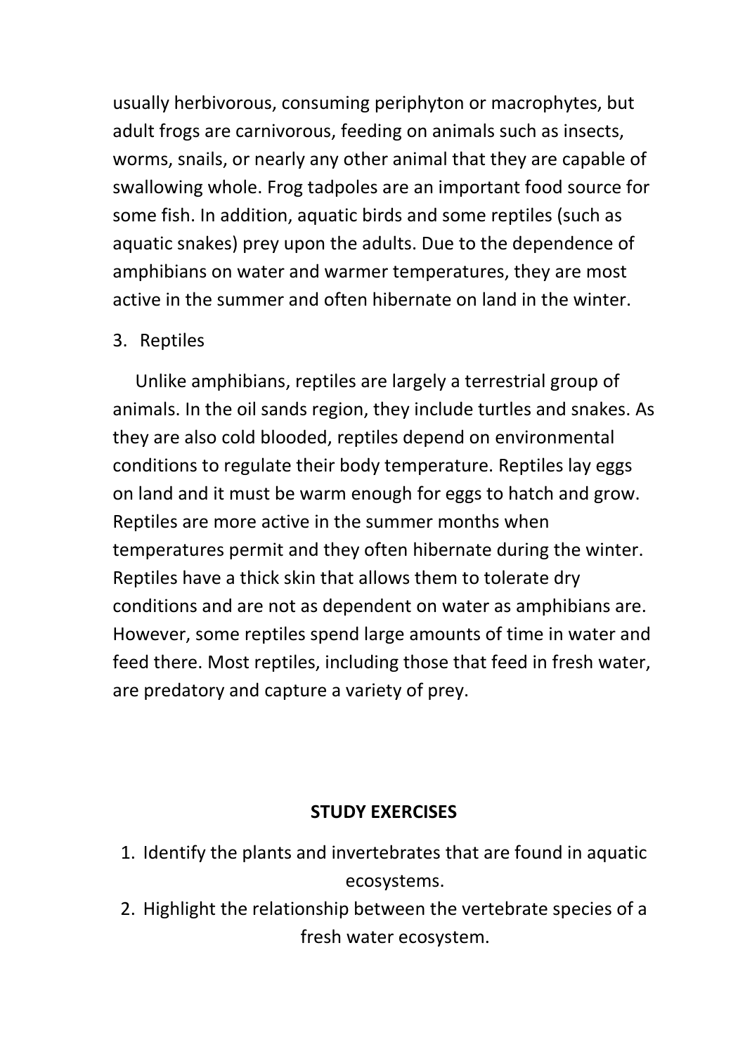usually herbivorous, consuming periphyton or macrophytes, but adult frogs are carnivorous, feeding on animals such as insects, worms, snails, or nearly any other animal that they are capable of swallowing whole. Frog tadpoles are an important food source for some fish. In addition, aquatic birds and some reptiles (such as aquatic snakes) prey upon the adults. Due to the dependence of amphibians on water and warmer temperatures, they are most active in the summer and often hibernate on land in the winter.

3. Reptiles

Unlike amphibians, reptiles are largely a terrestrial group of animals. In the oil sands region, they include turtles and snakes. As they are also cold blooded, reptiles depend on environmental conditions to regulate their body temperature. Reptiles lay eggs on land and it must be warm enough for eggs to hatch and grow. Reptiles are more active in the summer months when temperatures permit and they often hibernate during the winter. Reptiles have a thick skin that allows them to tolerate dry conditions and are not as dependent on water as amphibians are. However, some reptiles spend large amounts of time in water and feed there. Most reptiles, including those that feed in fresh water, are predatory and capture a variety of prey.

**STUDY EXERCISES**

1. Identify the plants and invertebrates that are found in aquatic ecosystems.
2. Highlight the relationship between the vertebrate species of a fresh water ecosystem.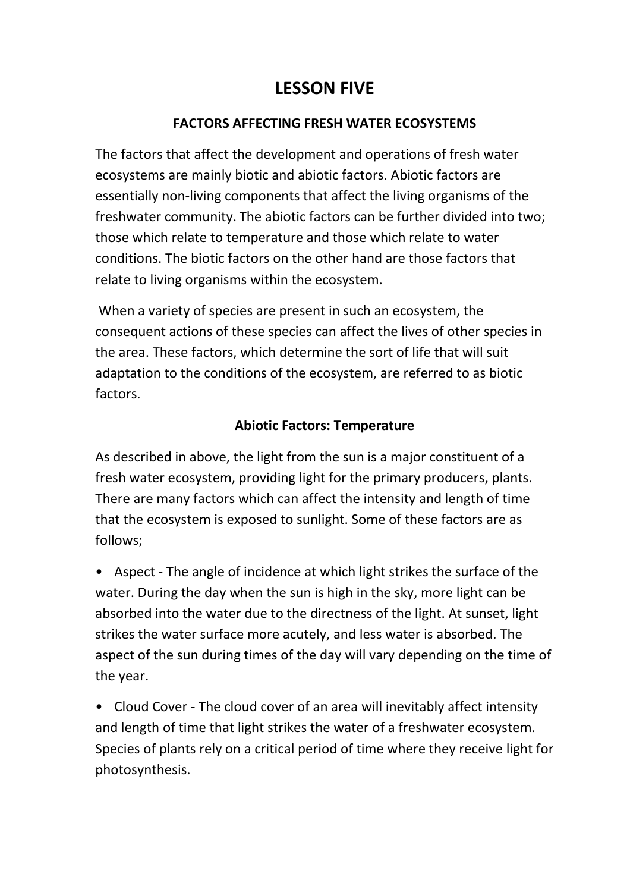# LESSON FIVE

## FACTORS AFFECTING FRESH WATER ECOSYSTEMS

The factors that affect the development and operations of fresh water ecosystems are mainly biotic and abiotic factors. Abiotic factors are essentially non-living components that affect the living organisms of the freshwater community. The abiotic factors can be further divided into two; those which relate to temperature and those which relate to water conditions. The biotic factors on the other hand are those factors that relate to living organisms within the ecosystem.

When a variety of species are present in such an ecosystem, the consequent actions of these species can affect the lives of other species in the area. These factors, which determine the sort of life that will suit adaptation to the conditions of the ecosystem, are referred to as biotic factors.

### Abiotic Factors: Temperature

As described in above, the light from the sun is a major constituent of a fresh water ecosystem, providing light for the primary producers, plants. There are many factors which can affect the intensity and length of time that the ecosystem is exposed to sunlight. Some of these factors are as follows;

- Aspect - The angle of incidence at which light strikes the surface of the water. During the day when the sun is high in the sky, more light can be absorbed into the water due to the directness of the light. At sunset, light strikes the water surface more acutely, and less water is absorbed. The aspect of the sun during times of the day will vary depending on the time of the year.
- Cloud Cover - The cloud cover of an area will inevitably affect intensity and length of time that light strikes the water of a freshwater ecosystem. Species of plants rely on a critical period of time where they receive light for photosynthesis.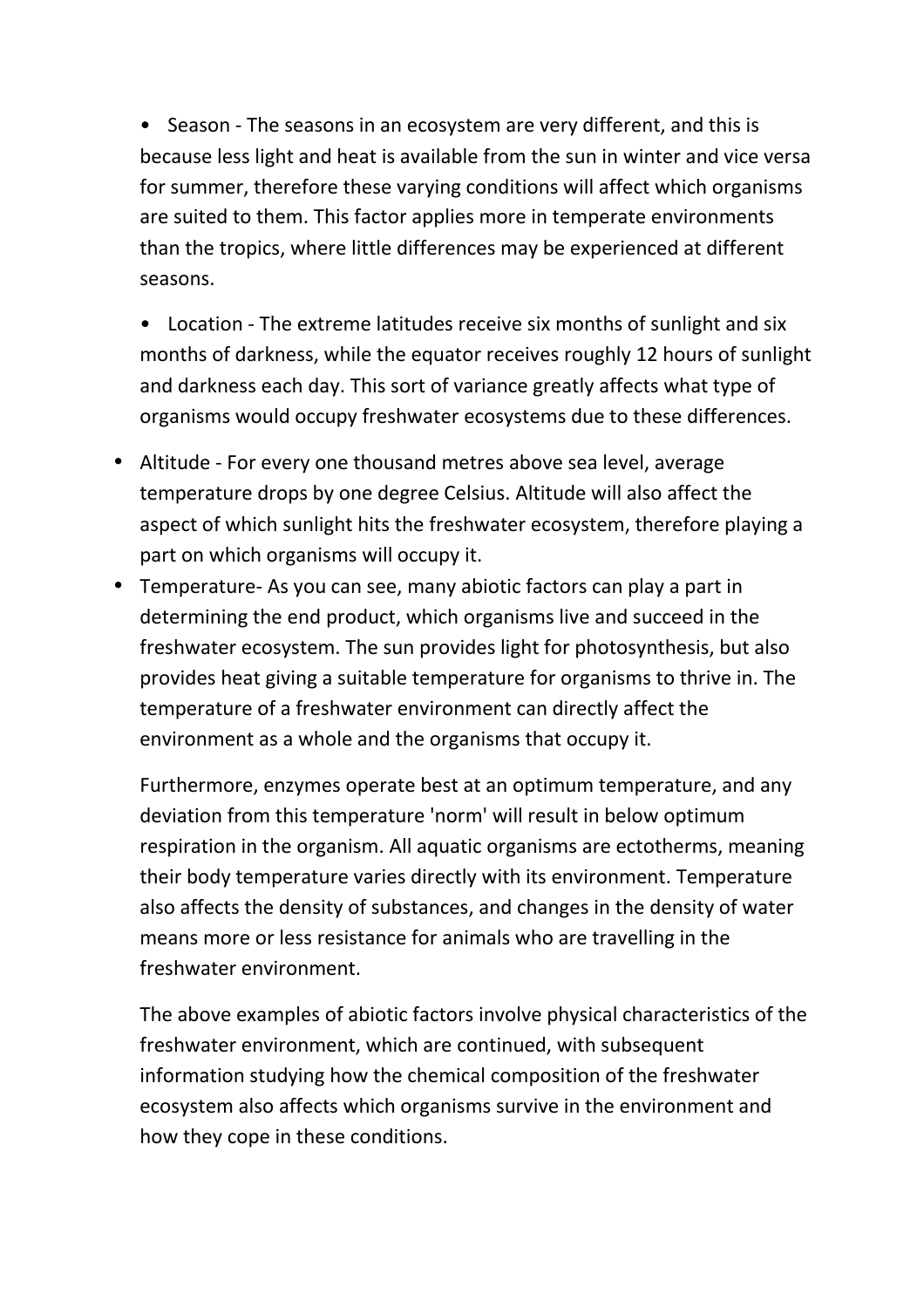- Season - The seasons in an ecosystem are very different, and this is because less light and heat is available from the sun in winter and vice versa for summer, therefore these varying conditions will affect which organisms are suited to them. This factor applies more in temperate environments than the tropics, where little differences may be experienced at different seasons.

- Location - The extreme latitudes receive six months of sunlight and six months of darkness, while the equator receives roughly 12 hours of sunlight and darkness each day. This sort of variance greatly affects what type of organisms would occupy freshwater ecosystems due to these differences.

- Altitude - For every one thousand metres above sea level, average temperature drops by one degree Celsius. Altitude will also affect the aspect of which sunlight hits the freshwater ecosystem, therefore playing a part on which organisms will occupy it.
- Temperature- As you can see, many abiotic factors can play a part in determining the end product, which organisms live and succeed in the freshwater ecosystem. The sun provides light for photosynthesis, but also provides heat giving a suitable temperature for organisms to thrive in. The temperature of a freshwater environment can directly affect the environment as a whole and the organisms that occupy it.

  Furthermore, enzymes operate best at an optimum temperature, and any deviation from this temperature 'norm' will result in below optimum respiration in the organism. All aquatic organisms are ectotherms, meaning their body temperature varies directly with its environment. Temperature also affects the density of substances, and changes in the density of water means more or less resistance for animals who are travelling in the freshwater environment.

  The above examples of abiotic factors involve physical characteristics of the freshwater environment, which are continued, with subsequent information studying how the chemical composition of the freshwater ecosystem also affects which organisms survive in the environment and how they cope in these conditions.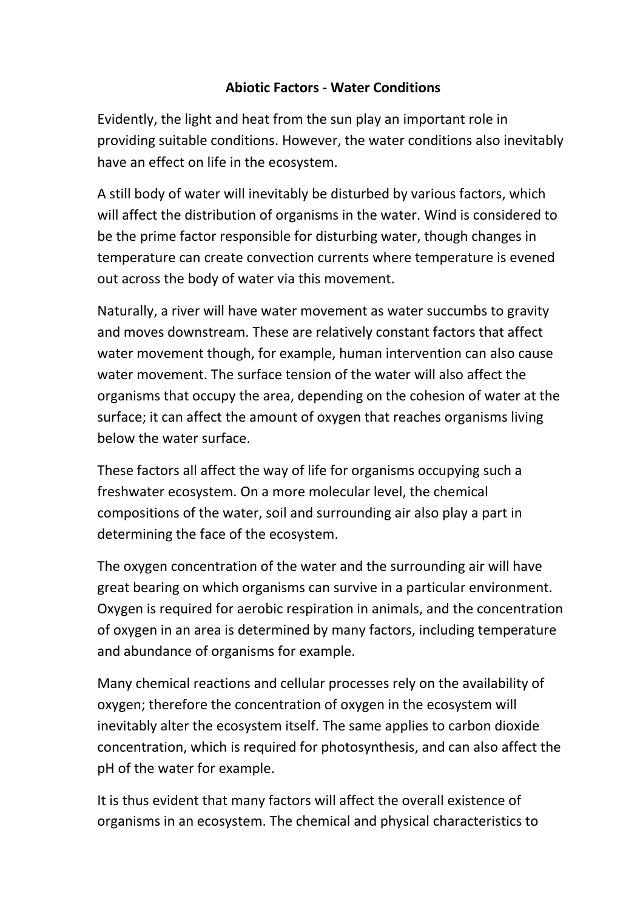## Abiotic Factors - Water Conditions

Evidently, the light and heat from the sun play an important role in providing suitable conditions. However, the water conditions also inevitably have an effect on life in the ecosystem.

A still body of water will inevitably be disturbed by various factors, which will affect the distribution of organisms in the water. Wind is considered to be the prime factor responsible for disturbing water, though changes in temperature can create convection currents where temperature is evened out across the body of water via this movement.

Naturally, a river will have water movement as water succumbs to gravity and moves downstream. These are relatively constant factors that affect water movement though, for example, human intervention can also cause water movement. The surface tension of the water will also affect the organisms that occupy the area, depending on the cohesion of water at the surface; it can affect the amount of oxygen that reaches organisms living below the water surface.

These factors all affect the way of life for organisms occupying such a freshwater ecosystem. On a more molecular level, the chemical compositions of the water, soil and surrounding air also play a part in determining the face of the ecosystem.

The oxygen concentration of the water and the surrounding air will have great bearing on which organisms can survive in a particular environment. Oxygen is required for aerobic respiration in animals, and the concentration of oxygen in an area is determined by many factors, including temperature and abundance of organisms for example.

Many chemical reactions and cellular processes rely on the availability of oxygen; therefore the concentration of oxygen in the ecosystem will inevitably alter the ecosystem itself. The same applies to carbon dioxide concentration, which is required for photosynthesis, and can also affect the pH of the water for example.

It is thus evident that many factors will affect the overall existence of organisms in an ecosystem. The chemical and physical characteristics to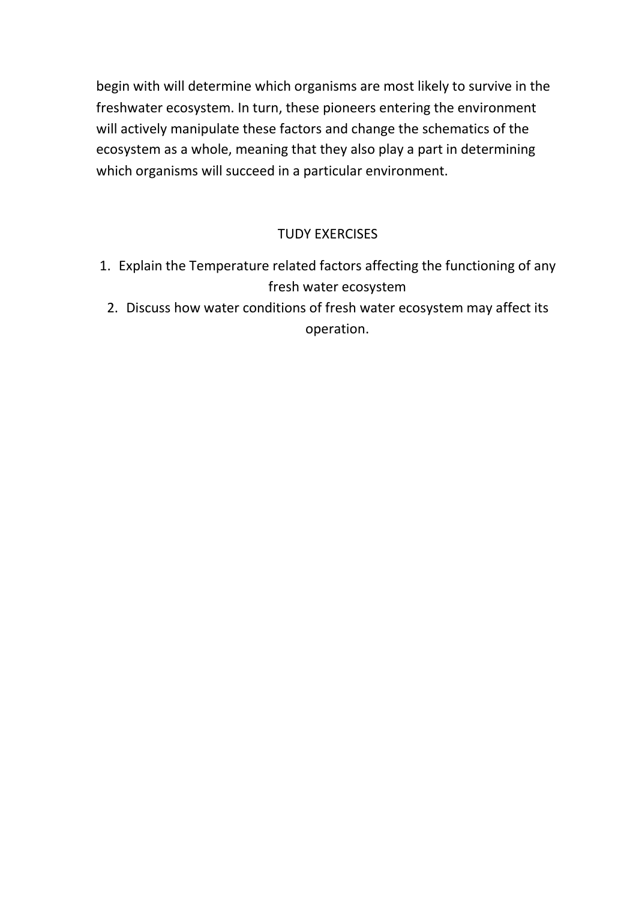begin with will determine which organisms are most likely to survive in the freshwater ecosystem. In turn, these pioneers entering the environment will actively manipulate these factors and change the schematics of the ecosystem as a whole, meaning that they also play a part in determining which organisms will succeed in a particular environment.

## TUDY EXERCISES

1. Explain the Temperature related factors affecting the functioning of any fresh water ecosystem
2. Discuss how water conditions of fresh water ecosystem may affect its operation.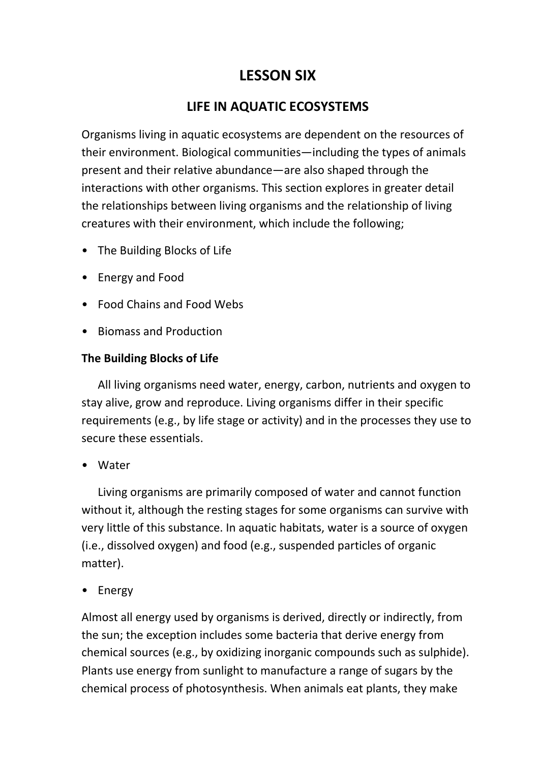# LESSON SIX

## LIFE IN AQUATIC ECOSYSTEMS

Organisms living in aquatic ecosystems are dependent on the resources of their environment. Biological communities—including the types of animals present and their relative abundance—are also shaped through the interactions with other organisms. This section explores in greater detail the relationships between living organisms and the relationship of living creatures with their environment, which include the following;

- The Building Blocks of Life
- Energy and Food
- Food Chains and Food Webs
- Biomass and Production

**The Building Blocks of Life**

All living organisms need water, energy, carbon, nutrients and oxygen to stay alive, grow and reproduce. Living organisms differ in their specific requirements (e.g., by life stage or activity) and in the processes they use to secure these essentials.

- Water

Living organisms are primarily composed of water and cannot function without it, although the resting stages for some organisms can survive with very little of this substance. In aquatic habitats, water is a source of oxygen (i.e., dissolved oxygen) and food (e.g., suspended particles of organic matter).

- Energy

Almost all energy used by organisms is derived, directly or indirectly, from the sun; the exception includes some bacteria that derive energy from chemical sources (e.g., by oxidizing inorganic compounds such as sulphide). Plants use energy from sunlight to manufacture a range of sugars by the chemical process of photosynthesis. When animals eat plants, they make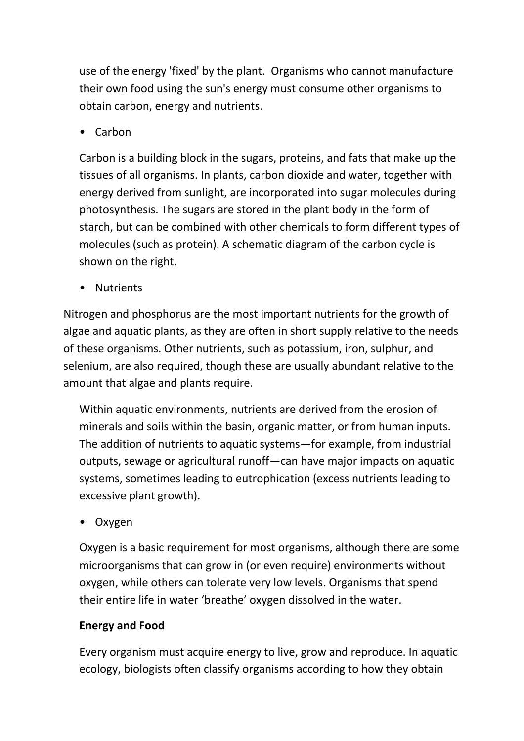use of the energy 'fixed' by the plant. Organisms who cannot manufacture their own food using the sun's energy must consume other organisms to obtain carbon, energy and nutrients.

- Carbon

Carbon is a building block in the sugars, proteins, and fats that make up the tissues of all organisms. In plants, carbon dioxide and water, together with energy derived from sunlight, are incorporated into sugar molecules during photosynthesis. The sugars are stored in the plant body in the form of starch, but can be combined with other chemicals to form different types of molecules (such as protein). A schematic diagram of the carbon cycle is shown on the right.

- Nutrients

Nitrogen and phosphorus are the most important nutrients for the growth of algae and aquatic plants, as they are often in short supply relative to the needs of these organisms. Other nutrients, such as potassium, iron, sulphur, and selenium, are also required, though these are usually abundant relative to the amount that algae and plants require.

Within aquatic environments, nutrients are derived from the erosion of minerals and soils within the basin, organic matter, or from human inputs. The addition of nutrients to aquatic systems—for example, from industrial outputs, sewage or agricultural runoff—can have major impacts on aquatic systems, sometimes leading to eutrophication (excess nutrients leading to excessive plant growth).

- Oxygen

Oxygen is a basic requirement for most organisms, although there are some microorganisms that can grow in (or even require) environments without oxygen, while others can tolerate very low levels. Organisms that spend their entire life in water 'breathe' oxygen dissolved in the water.

**Energy and Food**

Every organism must acquire energy to live, grow and reproduce. In aquatic ecology, biologists often classify organisms according to how they obtain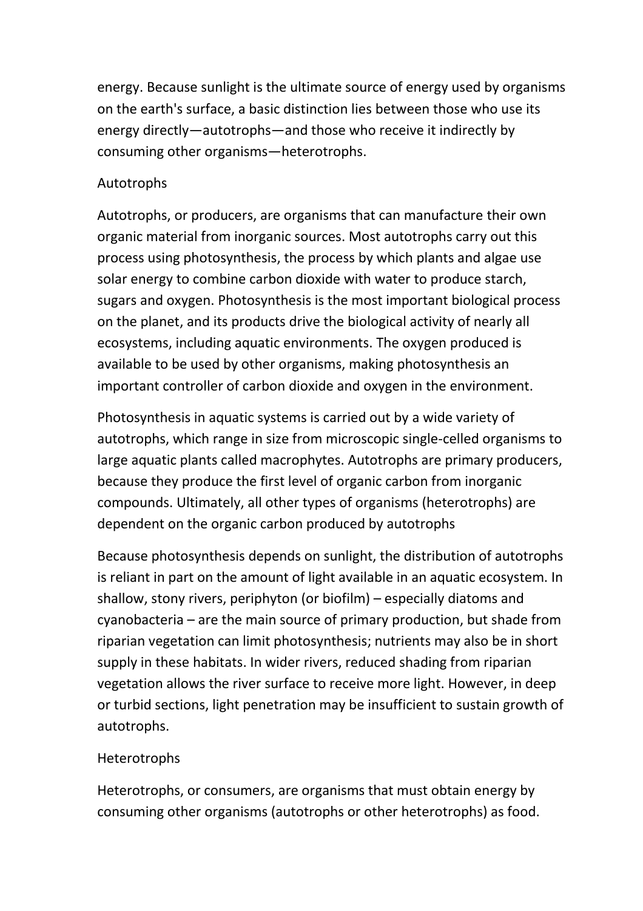energy. Because sunlight is the ultimate source of energy used by organisms on the earth's surface, a basic distinction lies between those who use its energy directly—autotrophs—and those who receive it indirectly by consuming other organisms—heterotrophs.

## Autotrophs

Autotrophs, or producers, are organisms that can manufacture their own organic material from inorganic sources. Most autotrophs carry out this process using photosynthesis, the process by which plants and algae use solar energy to combine carbon dioxide with water to produce starch, sugars and oxygen. Photosynthesis is the most important biological process on the planet, and its products drive the biological activity of nearly all ecosystems, including aquatic environments. The oxygen produced is available to be used by other organisms, making photosynthesis an important controller of carbon dioxide and oxygen in the environment.

Photosynthesis in aquatic systems is carried out by a wide variety of autotrophs, which range in size from microscopic single-celled organisms to large aquatic plants called macrophytes. Autotrophs are primary producers, because they produce the first level of organic carbon from inorganic compounds. Ultimately, all other types of organisms (heterotrophs) are dependent on the organic carbon produced by autotrophs

Because photosynthesis depends on sunlight, the distribution of autotrophs is reliant in part on the amount of light available in an aquatic ecosystem. In shallow, stony rivers, periphyton (or biofilm) – especially diatoms and cyanobacteria – are the main source of primary production, but shade from riparian vegetation can limit photosynthesis; nutrients may also be in short supply in these habitats. In wider rivers, reduced shading from riparian vegetation allows the river surface to receive more light. However, in deep or turbid sections, light penetration may be insufficient to sustain growth of autotrophs.

## Heterotrophs

Heterotrophs, or consumers, are organisms that must obtain energy by consuming other organisms (autotrophs or other heterotrophs) as food.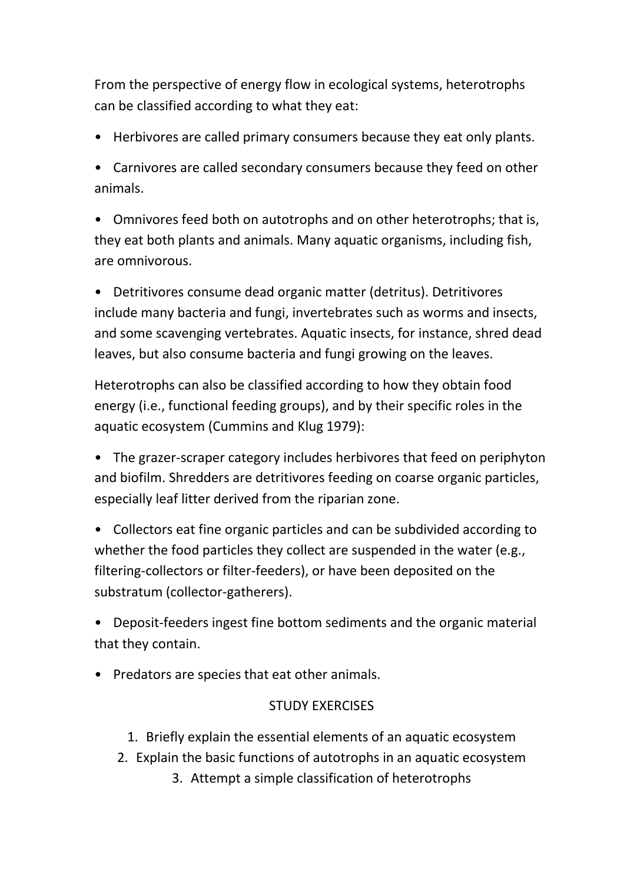From the perspective of energy flow in ecological systems, heterotrophs can be classified according to what they eat:

- Herbivores are called primary consumers because they eat only plants.
- Carnivores are called secondary consumers because they feed on other animals.
- Omnivores feed both on autotrophs and on other heterotrophs; that is, they eat both plants and animals. Many aquatic organisms, including fish, are omnivorous.
- Detritivores consume dead organic matter (detritus). Detritivores include many bacteria and fungi, invertebrates such as worms and insects, and some scavenging vertebrates. Aquatic insects, for instance, shred dead leaves, but also consume bacteria and fungi growing on the leaves.

Heterotrophs can also be classified according to how they obtain food energy (i.e., functional feeding groups), and by their specific roles in the aquatic ecosystem (Cummins and Klug 1979):

- The grazer-scraper category includes herbivores that feed on periphyton and biofilm. Shredders are detritivores feeding on coarse organic particles, especially leaf litter derived from the riparian zone.
- Collectors eat fine organic particles and can be subdivided according to whether the food particles they collect are suspended in the water (e.g., filtering-collectors or filter-feeders), or have been deposited on the substratum (collector-gatherers).
- Deposit-feeders ingest fine bottom sediments and the organic material that they contain.
- Predators are species that eat other animals.

## STUDY EXERCISES

1. Briefly explain the essential elements of an aquatic ecosystem
2. Explain the basic functions of autotrophs in an aquatic ecosystem
3. Attempt a simple classification of heterotrophs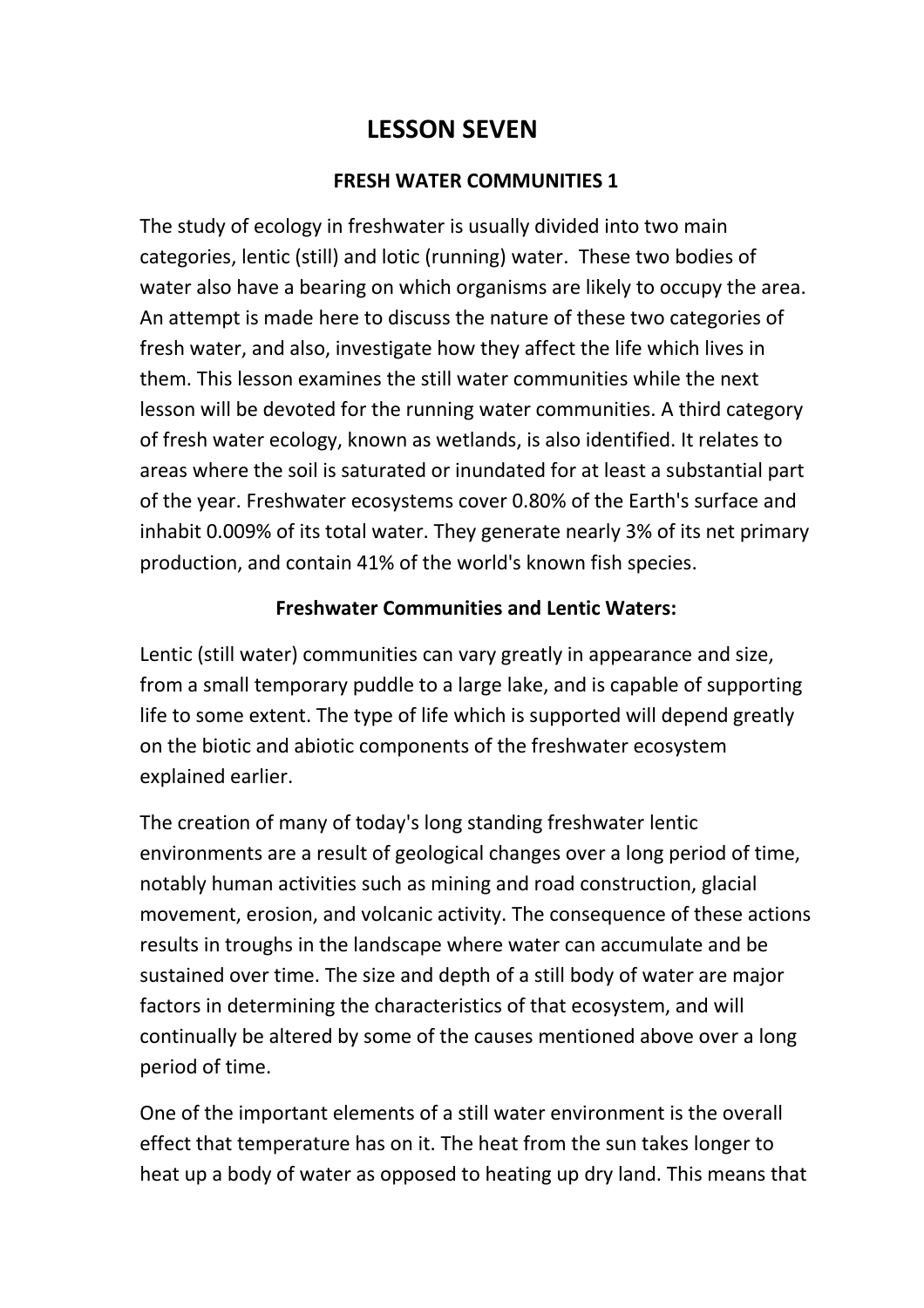# LESSON SEVEN

### FRESH WATER COMMUNITIES 1

The study of ecology in freshwater is usually divided into two main categories, lentic (still) and lotic (running) water. These two bodies of water also have a bearing on which organisms are likely to occupy the area. An attempt is made here to discuss the nature of these two categories of fresh water, and also, investigate how they affect the life which lives in them. This lesson examines the still water communities while the next lesson will be devoted for the running water communities. A third category of fresh water ecology, known as wetlands, is also identified. It relates to areas where the soil is saturated or inundated for at least a substantial part of the year. Freshwater ecosystems cover 0.80% of the Earth's surface and inhabit 0.009% of its total water. They generate nearly 3% of its net primary production, and contain 41% of the world's known fish species.

### Freshwater Communities and Lentic Waters:

Lentic (still water) communities can vary greatly in appearance and size, from a small temporary puddle to a large lake, and is capable of supporting life to some extent. The type of life which is supported will depend greatly on the biotic and abiotic components of the freshwater ecosystem explained earlier.

The creation of many of today's long standing freshwater lentic environments are a result of geological changes over a long period of time, notably human activities such as mining and road construction, glacial movement, erosion, and volcanic activity. The consequence of these actions results in troughs in the landscape where water can accumulate and be sustained over time. The size and depth of a still body of water are major factors in determining the characteristics of that ecosystem, and will continually be altered by some of the causes mentioned above over a long period of time.

One of the important elements of a still water environment is the overall effect that temperature has on it. The heat from the sun takes longer to heat up a body of water as opposed to heating up dry land. This means that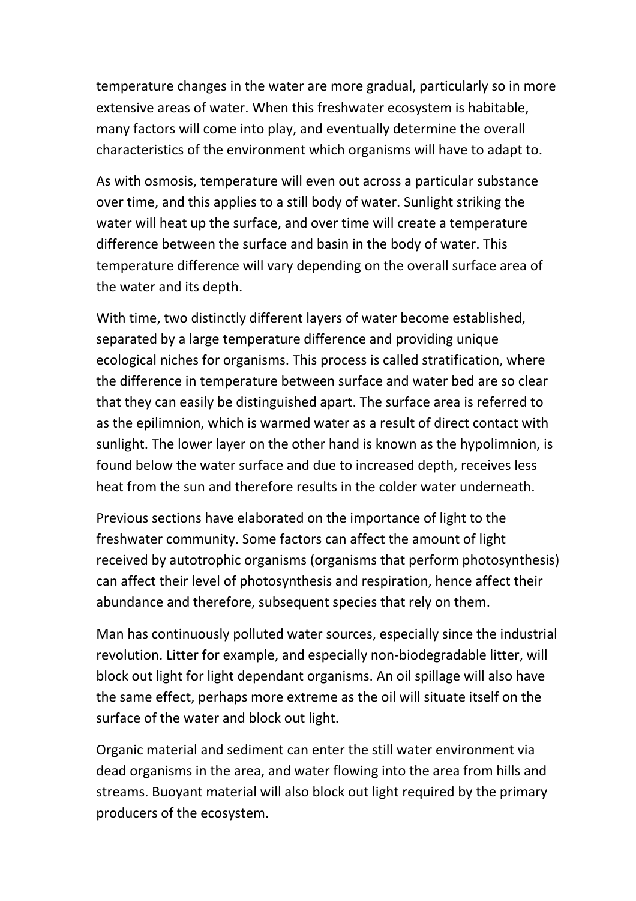temperature changes in the water are more gradual, particularly so in more extensive areas of water. When this freshwater ecosystem is habitable, many factors will come into play, and eventually determine the overall characteristics of the environment which organisms will have to adapt to.

As with osmosis, temperature will even out across a particular substance over time, and this applies to a still body of water. Sunlight striking the water will heat up the surface, and over time will create a temperature difference between the surface and basin in the body of water. This temperature difference will vary depending on the overall surface area of the water and its depth.

With time, two distinctly different layers of water become established, separated by a large temperature difference and providing unique ecological niches for organisms. This process is called stratification, where the difference in temperature between surface and water bed are so clear that they can easily be distinguished apart. The surface area is referred to as the epilimnion, which is warmed water as a result of direct contact with sunlight. The lower layer on the other hand is known as the hypolimnion, is found below the water surface and due to increased depth, receives less heat from the sun and therefore results in the colder water underneath.

Previous sections have elaborated on the importance of light to the freshwater community. Some factors can affect the amount of light received by autotrophic organisms (organisms that perform photosynthesis) can affect their level of photosynthesis and respiration, hence affect their abundance and therefore, subsequent species that rely on them.

Man has continuously polluted water sources, especially since the industrial revolution. Litter for example, and especially non-biodegradable litter, will block out light for light dependant organisms. An oil spillage will also have the same effect, perhaps more extreme as the oil will situate itself on the surface of the water and block out light.

Organic material and sediment can enter the still water environment via dead organisms in the area, and water flowing into the area from hills and streams. Buoyant material will also block out light required by the primary producers of the ecosystem.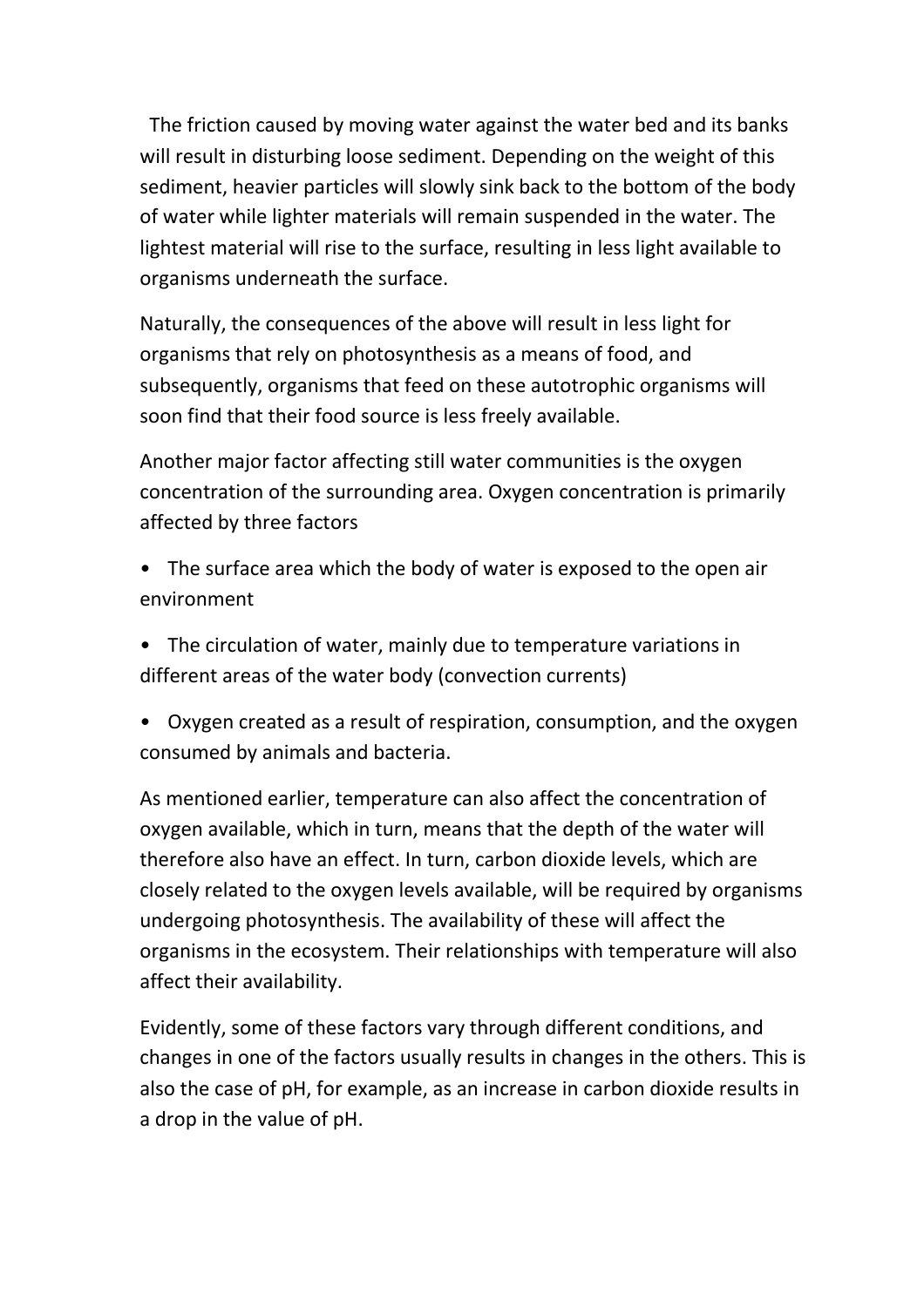The friction caused by moving water against the water bed and its banks will result in disturbing loose sediment. Depending on the weight of this sediment, heavier particles will slowly sink back to the bottom of the body of water while lighter materials will remain suspended in the water. The lightest material will rise to the surface, resulting in less light available to organisms underneath the surface.

Naturally, the consequences of the above will result in less light for organisms that rely on photosynthesis as a means of food, and subsequently, organisms that feed on these autotrophic organisms will soon find that their food source is less freely available.

Another major factor affecting still water communities is the oxygen concentration of the surrounding area. Oxygen concentration is primarily affected by three factors

- The surface area which the body of water is exposed to the open air environment
- The circulation of water, mainly due to temperature variations in different areas of the water body (convection currents)
- Oxygen created as a result of respiration, consumption, and the oxygen consumed by animals and bacteria.

As mentioned earlier, temperature can also affect the concentration of oxygen available, which in turn, means that the depth of the water will therefore also have an effect. In turn, carbon dioxide levels, which are closely related to the oxygen levels available, will be required by organisms undergoing photosynthesis. The availability of these will affect the organisms in the ecosystem. Their relationships with temperature will also affect their availability.

Evidently, some of these factors vary through different conditions, and changes in one of the factors usually results in changes in the others. This is also the case of pH, for example, as an increase in carbon dioxide results in a drop in the value of pH.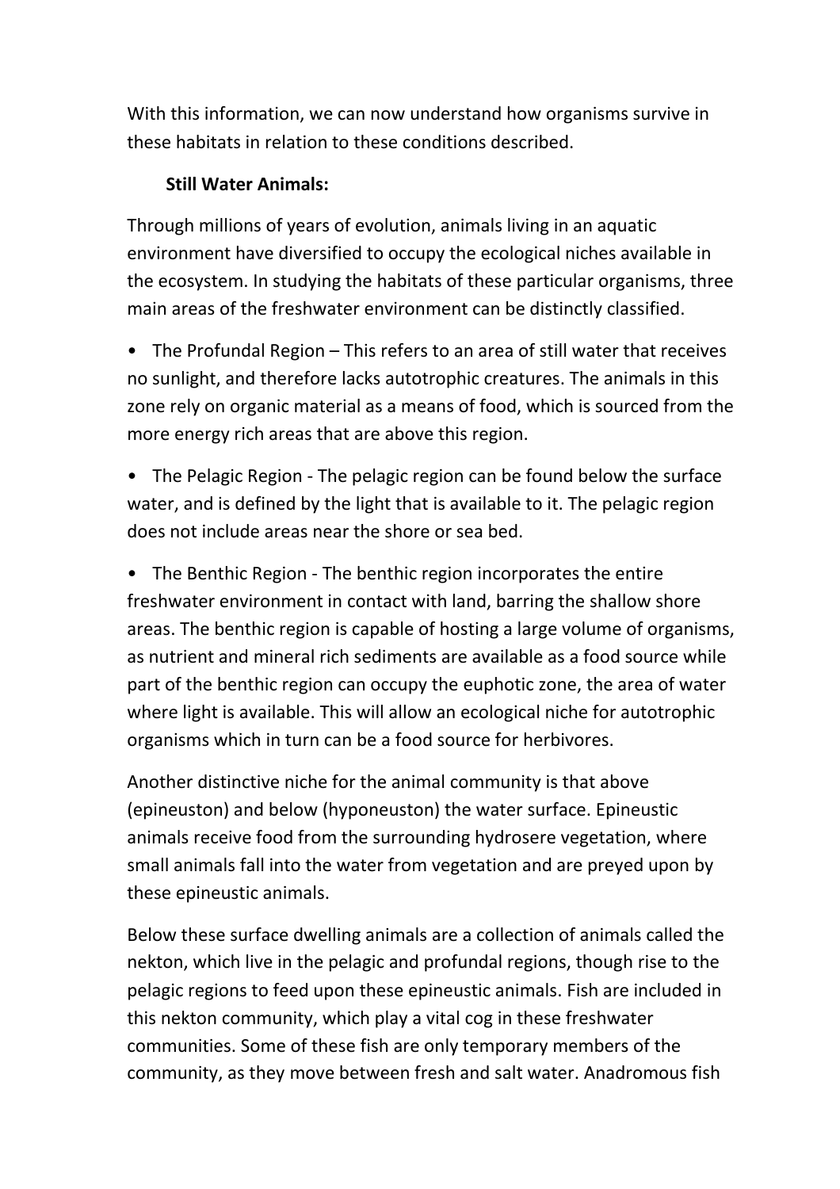With this information, we can now understand how organisms survive in these habitats in relation to these conditions described.

**Still Water Animals:**

Through millions of years of evolution, animals living in an aquatic environment have diversified to occupy the ecological niches available in the ecosystem. In studying the habitats of these particular organisms, three main areas of the freshwater environment can be distinctly classified.

- The Profundal Region – This refers to an area of still water that receives no sunlight, and therefore lacks autotrophic creatures. The animals in this zone rely on organic material as a means of food, which is sourced from the more energy rich areas that are above this region.
- The Pelagic Region - The pelagic region can be found below the surface water, and is defined by the light that is available to it. The pelagic region does not include areas near the shore or sea bed.
- The Benthic Region - The benthic region incorporates the entire freshwater environment in contact with land, barring the shallow shore areas. The benthic region is capable of hosting a large volume of organisms, as nutrient and mineral rich sediments are available as a food source while part of the benthic region can occupy the euphotic zone, the area of water where light is available. This will allow an ecological niche for autotrophic organisms which in turn can be a food source for herbivores.

Another distinctive niche for the animal community is that above (epineuston) and below (hyponeuston) the water surface. Epineustic animals receive food from the surrounding hydrosere vegetation, where small animals fall into the water from vegetation and are preyed upon by these epineustic animals.

Below these surface dwelling animals are a collection of animals called the nekton, which live in the pelagic and profundal regions, though rise to the pelagic regions to feed upon these epineustic animals. Fish are included in this nekton community, which play a vital cog in these freshwater communities. Some of these fish are only temporary members of the community, as they move between fresh and salt water. Anadromous fish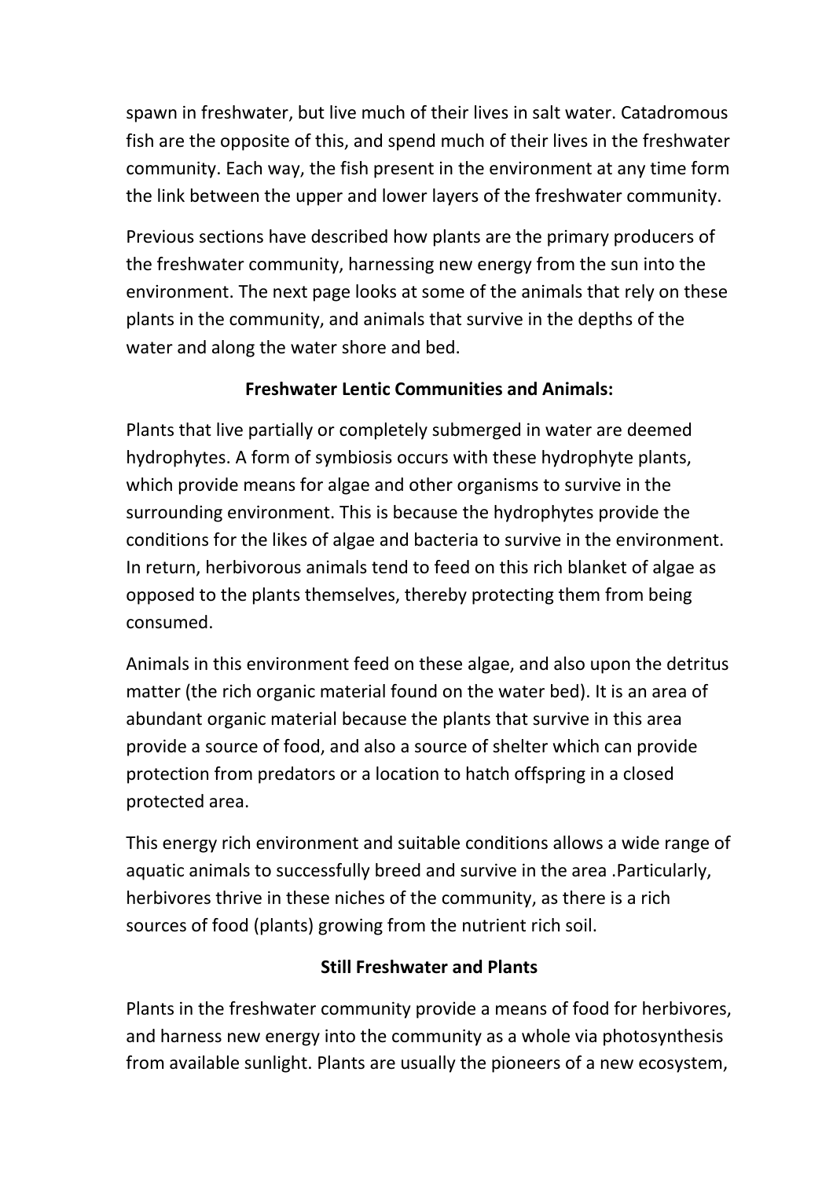spawn in freshwater, but live much of their lives in salt water. Catadromous fish are the opposite of this, and spend much of their lives in the freshwater community. Each way, the fish present in the environment at any time form the link between the upper and lower layers of the freshwater community.

Previous sections have described how plants are the primary producers of the freshwater community, harnessing new energy from the sun into the environment. The next page looks at some of the animals that rely on these plants in the community, and animals that survive in the depths of the water and along the water shore and bed.

## Freshwater Lentic Communities and Animals:

Plants that live partially or completely submerged in water are deemed hydrophytes. A form of symbiosis occurs with these hydrophyte plants, which provide means for algae and other organisms to survive in the surrounding environment. This is because the hydrophytes provide the conditions for the likes of algae and bacteria to survive in the environment. In return, herbivorous animals tend to feed on this rich blanket of algae as opposed to the plants themselves, thereby protecting them from being consumed.

Animals in this environment feed on these algae, and also upon the detritus matter (the rich organic material found on the water bed). It is an area of abundant organic material because the plants that survive in this area provide a source of food, and also a source of shelter which can provide protection from predators or a location to hatch offspring in a closed protected area.

This energy rich environment and suitable conditions allows a wide range of aquatic animals to successfully breed and survive in the area .Particularly, herbivores thrive in these niches of the community, as there is a rich sources of food (plants) growing from the nutrient rich soil.

## Still Freshwater and Plants

Plants in the freshwater community provide a means of food for herbivores, and harness new energy into the community as a whole via photosynthesis from available sunlight. Plants are usually the pioneers of a new ecosystem,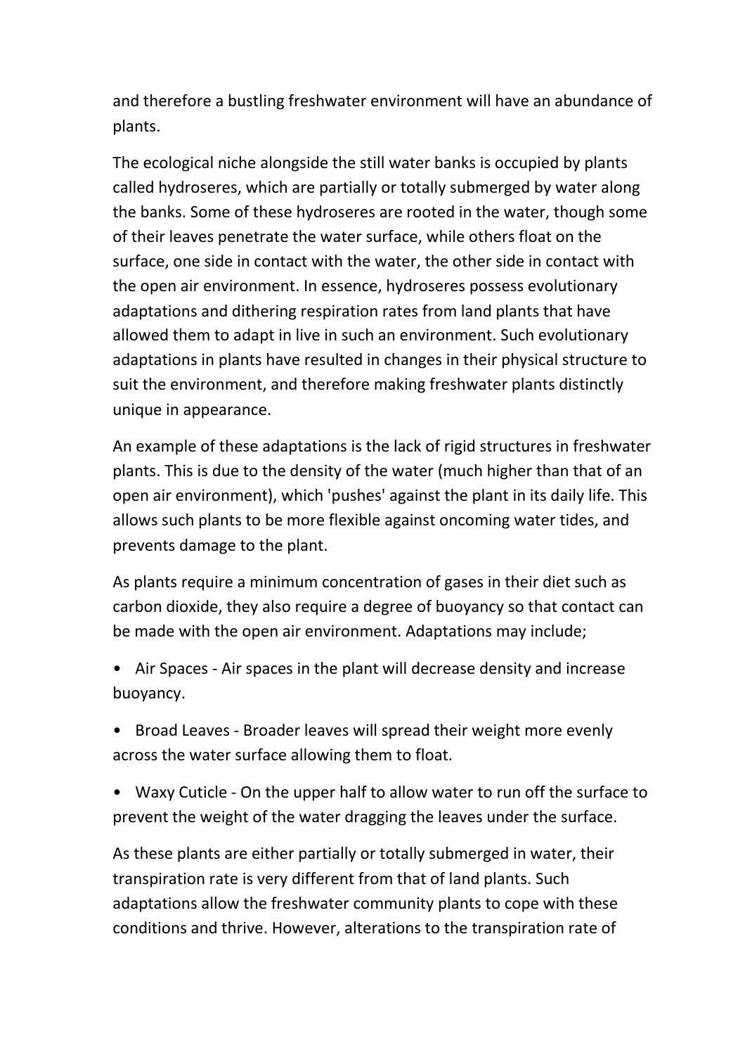and therefore a bustling freshwater environment will have an abundance of plants.

The ecological niche alongside the still water banks is occupied by plants called hydroseres, which are partially or totally submerged by water along the banks. Some of these hydroseres are rooted in the water, though some of their leaves penetrate the water surface, while others float on the surface, one side in contact with the water, the other side in contact with the open air environment. In essence, hydroseres possess evolutionary adaptations and dithering respiration rates from land plants that have allowed them to adapt in live in such an environment. Such evolutionary adaptations in plants have resulted in changes in their physical structure to suit the environment, and therefore making freshwater plants distinctly unique in appearance.

An example of these adaptations is the lack of rigid structures in freshwater plants. This is due to the density of the water (much higher than that of an open air environment), which 'pushes' against the plant in its daily life. This allows such plants to be more flexible against oncoming water tides, and prevents damage to the plant.

As plants require a minimum concentration of gases in their diet such as carbon dioxide, they also require a degree of buoyancy so that contact can be made with the open air environment. Adaptations may include;

- Air Spaces - Air spaces in the plant will decrease density and increase buoyancy.
- Broad Leaves - Broader leaves will spread their weight more evenly across the water surface allowing them to float.
- Waxy Cuticle - On the upper half to allow water to run off the surface to prevent the weight of the water dragging the leaves under the surface.

As these plants are either partially or totally submerged in water, their transpiration rate is very different from that of land plants. Such adaptations allow the freshwater community plants to cope with these conditions and thrive. However, alterations to the transpiration rate of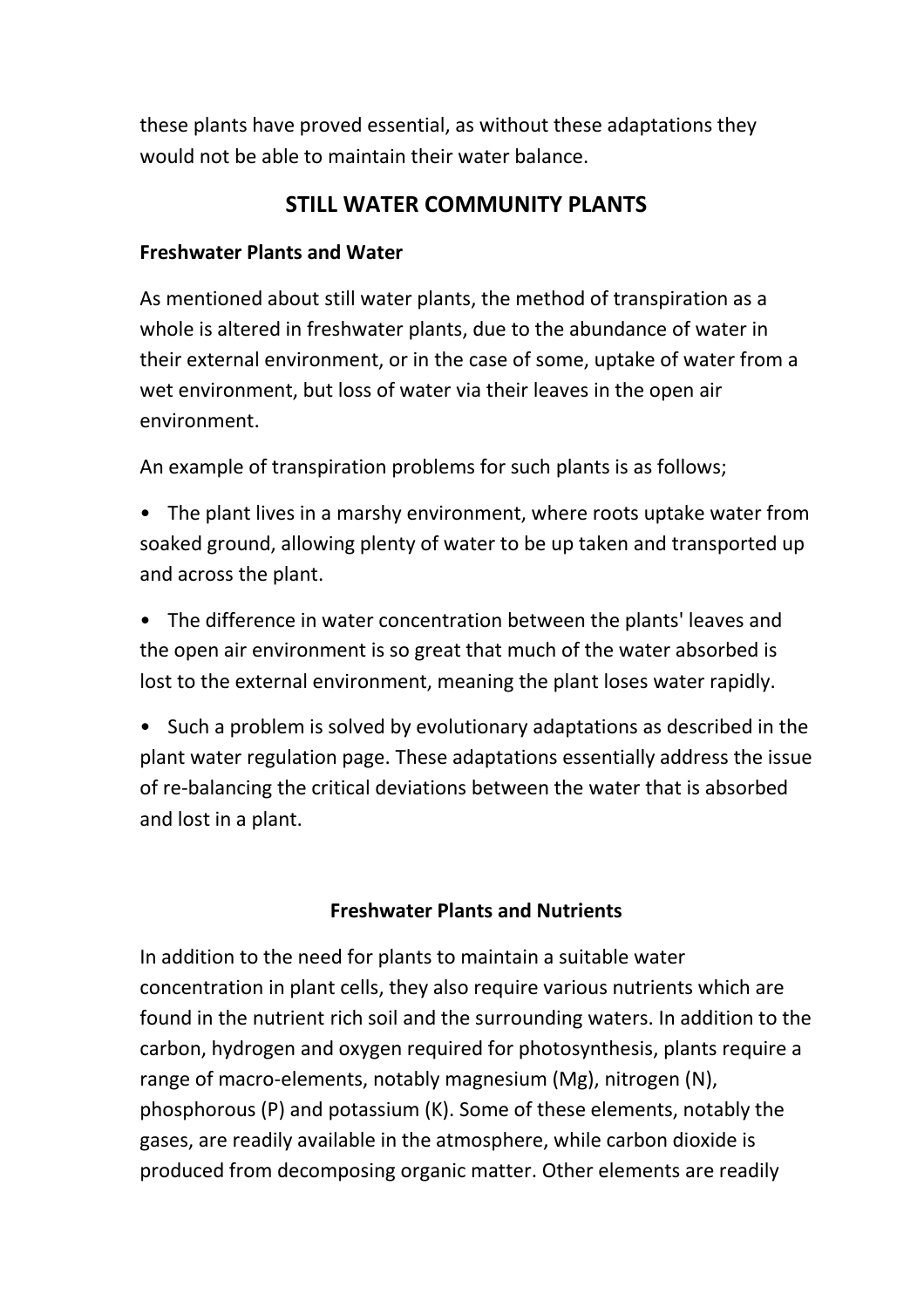these plants have proved essential, as without these adaptations they would not be able to maintain their water balance.

## STILL WATER COMMUNITY PLANTS

### Freshwater Plants and Water

As mentioned about still water plants, the method of transpiration as a whole is altered in freshwater plants, due to the abundance of water in their external environment, or in the case of some, uptake of water from a wet environment, but loss of water via their leaves in the open air environment.

An example of transpiration problems for such plants is as follows;

- The plant lives in a marshy environment, where roots uptake water from soaked ground, allowing plenty of water to be up taken and transported up and across the plant.
- The difference in water concentration between the plants' leaves and the open air environment is so great that much of the water absorbed is lost to the external environment, meaning the plant loses water rapidly.
- Such a problem is solved by evolutionary adaptations as described in the plant water regulation page. These adaptations essentially address the issue of re-balancing the critical deviations between the water that is absorbed and lost in a plant.

### Freshwater Plants and Nutrients

In addition to the need for plants to maintain a suitable water concentration in plant cells, they also require various nutrients which are found in the nutrient rich soil and the surrounding waters. In addition to the carbon, hydrogen and oxygen required for photosynthesis, plants require a range of macro-elements, notably magnesium (Mg), nitrogen (N), phosphorous (P) and potassium (K). Some of these elements, notably the gases, are readily available in the atmosphere, while carbon dioxide is produced from decomposing organic matter. Other elements are readily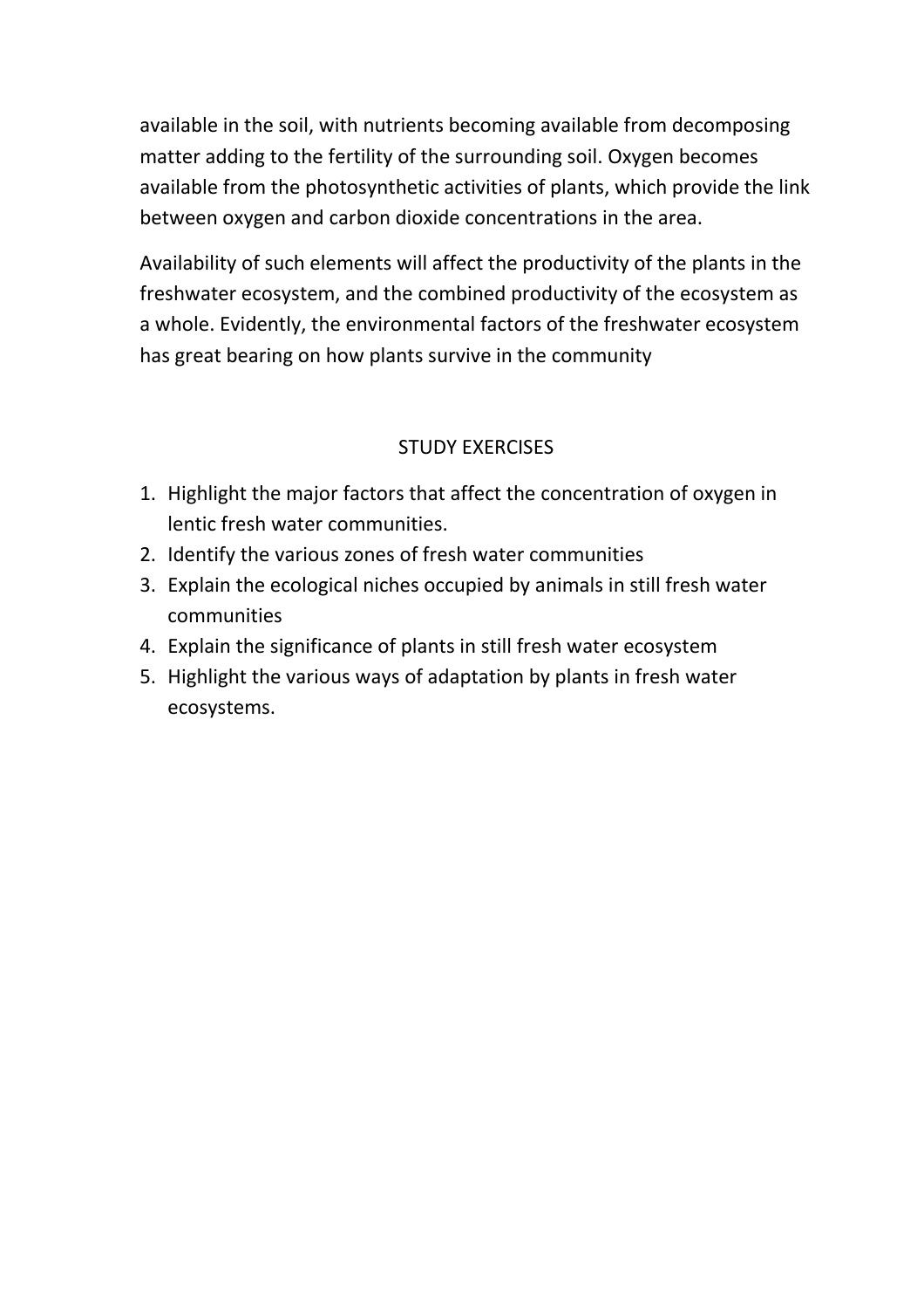available in the soil, with nutrients becoming available from decomposing matter adding to the fertility of the surrounding soil. Oxygen becomes available from the photosynthetic activities of plants, which provide the link between oxygen and carbon dioxide concentrations in the area.

Availability of such elements will affect the productivity of the plants in the freshwater ecosystem, and the combined productivity of the ecosystem as a whole. Evidently, the environmental factors of the freshwater ecosystem has great bearing on how plants survive in the community

## STUDY EXERCISES

1. Highlight the major factors that affect the concentration of oxygen in lentic fresh water communities.
2. Identify the various zones of fresh water communities
3. Explain the ecological niches occupied by animals in still fresh water communities
4. Explain the significance of plants in still fresh water ecosystem
5. Highlight the various ways of adaptation by plants in fresh water ecosystems.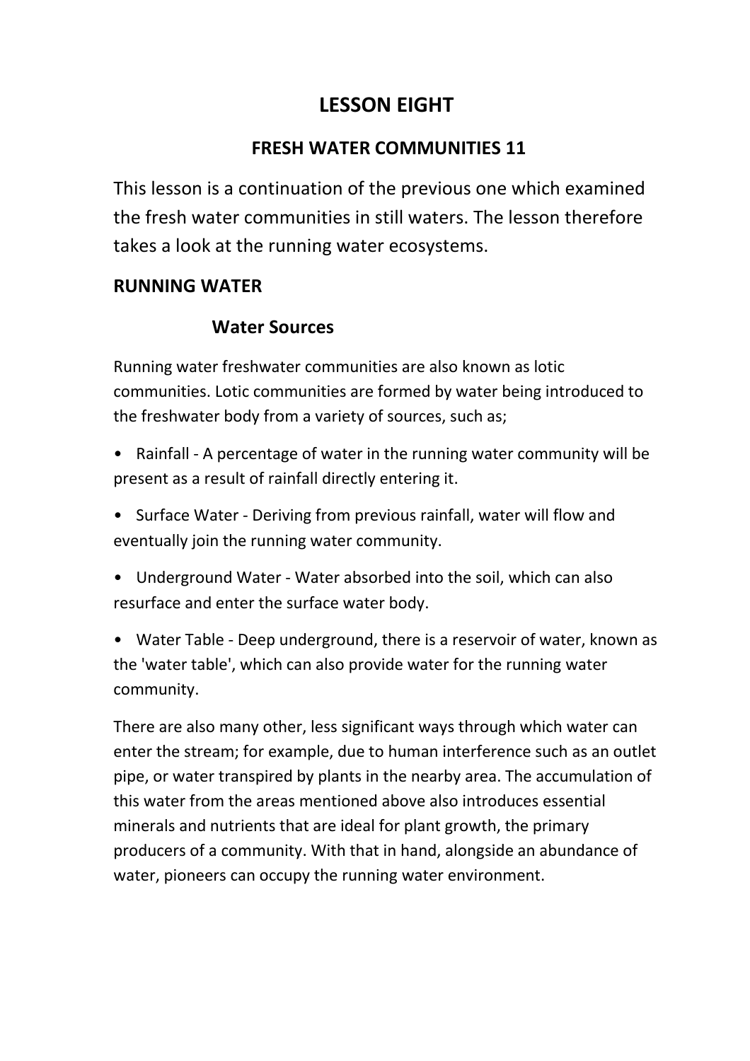# LESSON EIGHT

## FRESH WATER COMMUNITIES 11

This lesson is a continuation of the previous one which examined the fresh water communities in still waters. The lesson therefore takes a look at the running water ecosystems.

### RUNNING WATER

#### Water Sources

Running water freshwater communities are also known as lotic communities. Lotic communities are formed by water being introduced to the freshwater body from a variety of sources, such as;

- Rainfall - A percentage of water in the running water community will be present as a result of rainfall directly entering it.
- Surface Water - Deriving from previous rainfall, water will flow and eventually join the running water community.
- Underground Water - Water absorbed into the soil, which can also resurface and enter the surface water body.
- Water Table - Deep underground, there is a reservoir of water, known as the 'water table', which can also provide water for the running water community.

There are also many other, less significant ways through which water can enter the stream; for example, due to human interference such as an outlet pipe, or water transpired by plants in the nearby area. The accumulation of this water from the areas mentioned above also introduces essential minerals and nutrients that are ideal for plant growth, the primary producers of a community. With that in hand, alongside an abundance of water, pioneers can occupy the running water environment.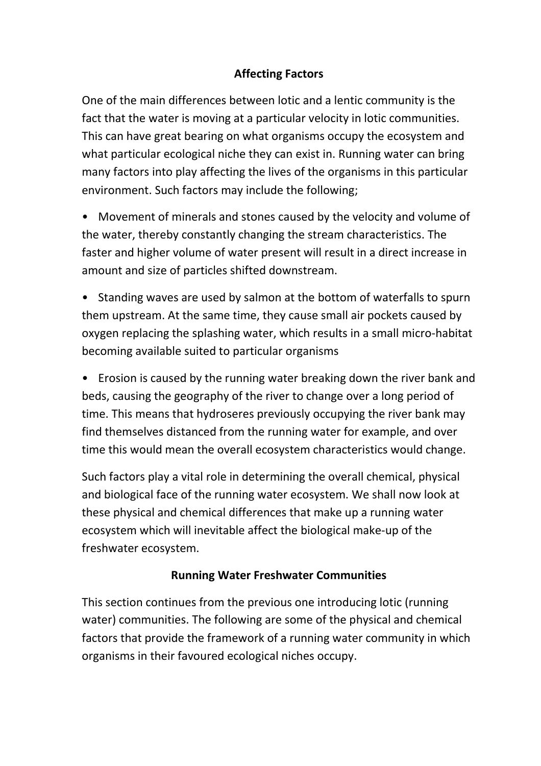## Affecting Factors

One of the main differences between lotic and a lentic community is the fact that the water is moving at a particular velocity in lotic communities. This can have great bearing on what organisms occupy the ecosystem and what particular ecological niche they can exist in. Running water can bring many factors into play affecting the lives of the organisms in this particular environment. Such factors may include the following;

- Movement of minerals and stones caused by the velocity and volume of the water, thereby constantly changing the stream characteristics. The faster and higher volume of water present will result in a direct increase in amount and size of particles shifted downstream.
- Standing waves are used by salmon at the bottom of waterfalls to spurn them upstream. At the same time, they cause small air pockets caused by oxygen replacing the splashing water, which results in a small micro-habitat becoming available suited to particular organisms
- Erosion is caused by the running water breaking down the river bank and beds, causing the geography of the river to change over a long period of time. This means that hydroseres previously occupying the river bank may find themselves distanced from the running water for example, and over time this would mean the overall ecosystem characteristics would change.

Such factors play a vital role in determining the overall chemical, physical and biological face of the running water ecosystem. We shall now look at these physical and chemical differences that make up a running water ecosystem which will inevitable affect the biological make-up of the freshwater ecosystem.

## Running Water Freshwater Communities

This section continues from the previous one introducing lotic (running water) communities. The following are some of the physical and chemical factors that provide the framework of a running water community in which organisms in their favoured ecological niches occupy.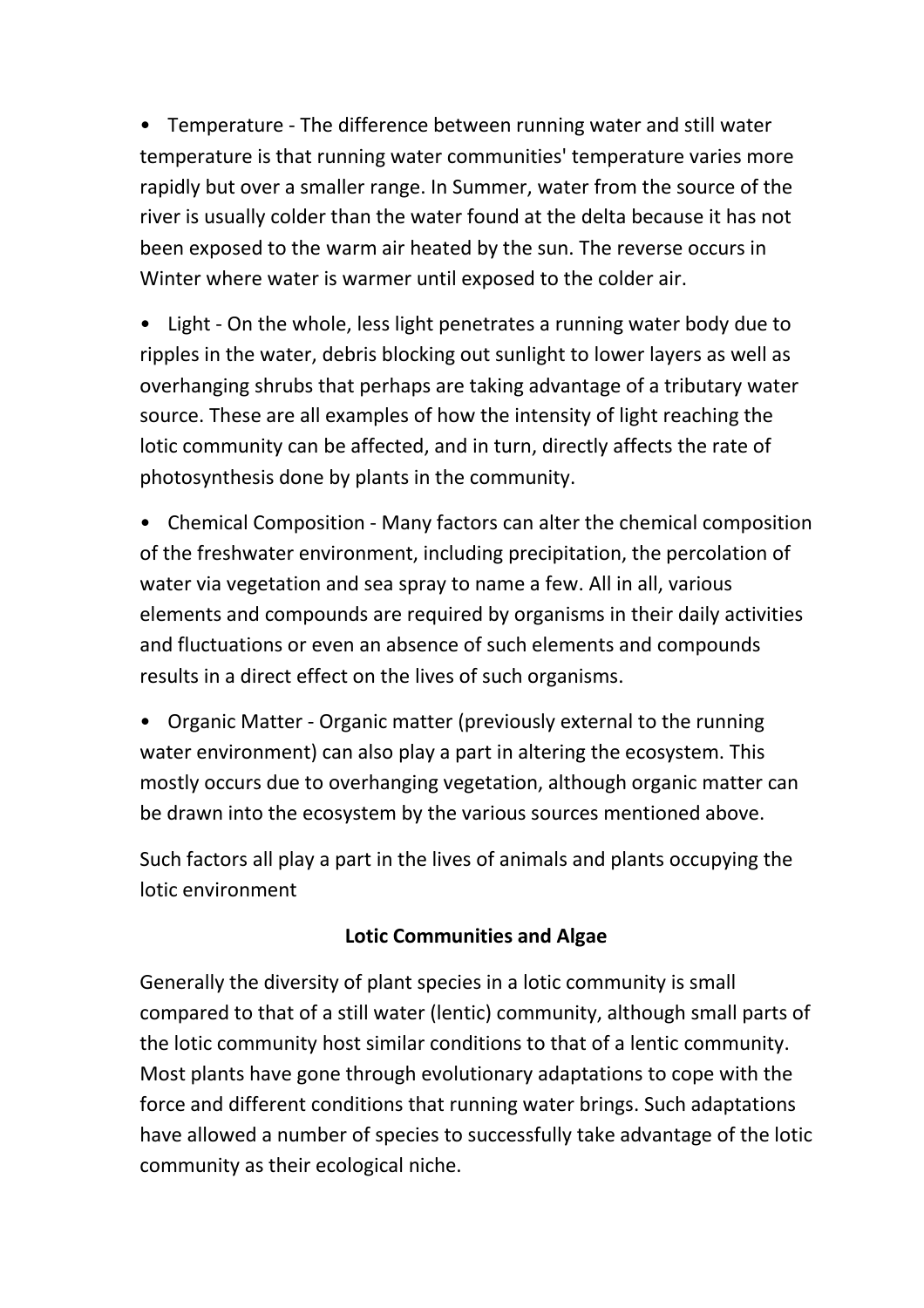- Temperature - The difference between running water and still water temperature is that running water communities' temperature varies more rapidly but over a smaller range. In Summer, water from the source of the river is usually colder than the water found at the delta because it has not been exposed to the warm air heated by the sun. The reverse occurs in Winter where water is warmer until exposed to the colder air.

- Light - On the whole, less light penetrates a running water body due to ripples in the water, debris blocking out sunlight to lower layers as well as overhanging shrubs that perhaps are taking advantage of a tributary water source. These are all examples of how the intensity of light reaching the lotic community can be affected, and in turn, directly affects the rate of photosynthesis done by plants in the community.

- Chemical Composition - Many factors can alter the chemical composition of the freshwater environment, including precipitation, the percolation of water via vegetation and sea spray to name a few. All in all, various elements and compounds are required by organisms in their daily activities and fluctuations or even an absence of such elements and compounds results in a direct effect on the lives of such organisms.

- Organic Matter - Organic matter (previously external to the running water environment) can also play a part in altering the ecosystem. This mostly occurs due to overhanging vegetation, although organic matter can be drawn into the ecosystem by the various sources mentioned above.

Such factors all play a part in the lives of animals and plants occupying the lotic environment

**Lotic Communities and Algae**

Generally the diversity of plant species in a lotic community is small compared to that of a still water (lentic) community, although small parts of the lotic community host similar conditions to that of a lentic community. Most plants have gone through evolutionary adaptations to cope with the force and different conditions that running water brings. Such adaptations have allowed a number of species to successfully take advantage of the lotic community as their ecological niche.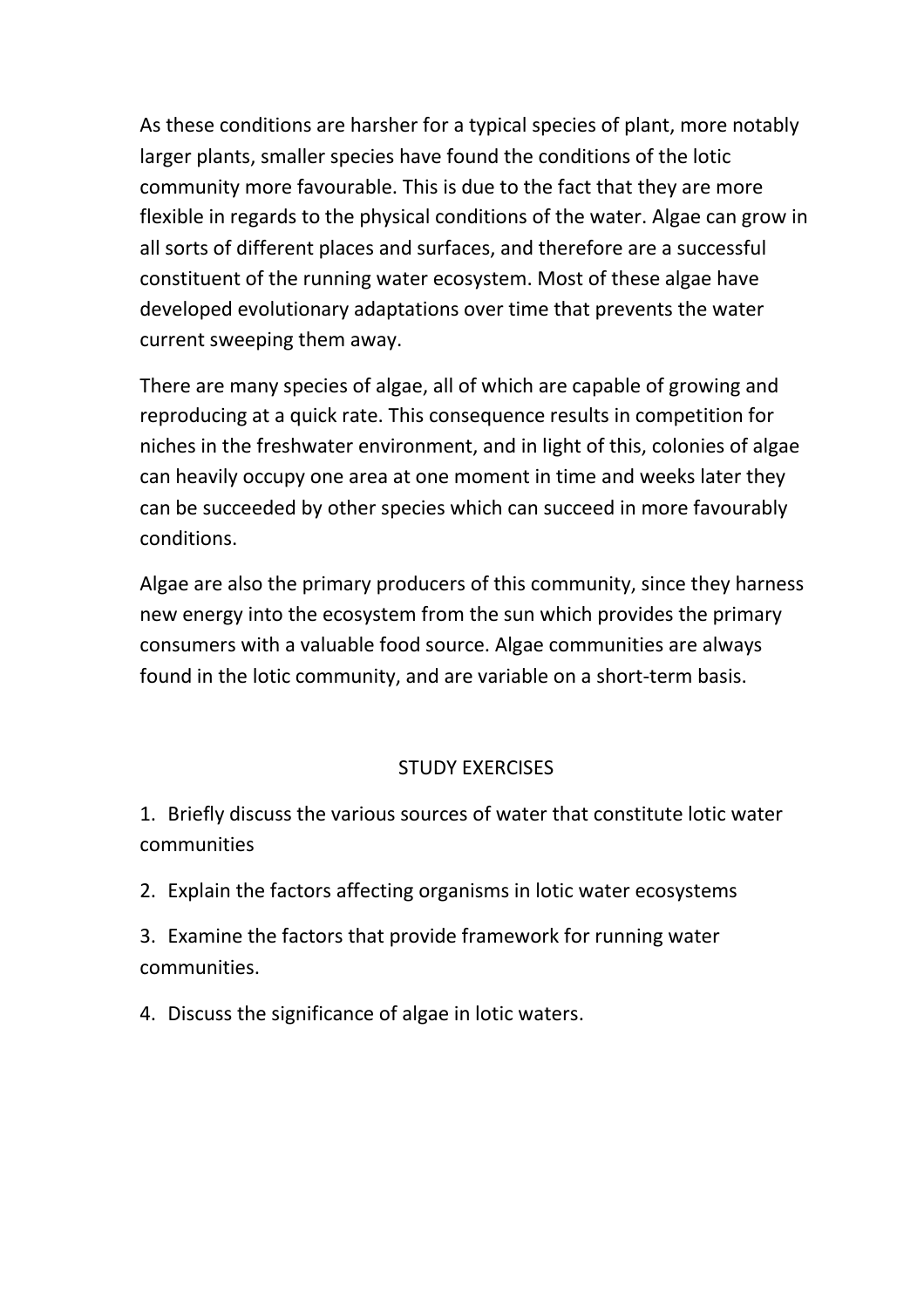As these conditions are harsher for a typical species of plant, more notably larger plants, smaller species have found the conditions of the lotic community more favourable. This is due to the fact that they are more flexible in regards to the physical conditions of the water. Algae can grow in all sorts of different places and surfaces, and therefore are a successful constituent of the running water ecosystem. Most of these algae have developed evolutionary adaptations over time that prevents the water current sweeping them away.

There are many species of algae, all of which are capable of growing and reproducing at a quick rate. This consequence results in competition for niches in the freshwater environment, and in light of this, colonies of algae can heavily occupy one area at one moment in time and weeks later they can be succeeded by other species which can succeed in more favourably conditions.

Algae are also the primary producers of this community, since they harness new energy into the ecosystem from the sun which provides the primary consumers with a valuable food source. Algae communities are always found in the lotic community, and are variable on a short-term basis.

## STUDY EXERCISES

1. Briefly discuss the various sources of water that constitute lotic water communities
2. Explain the factors affecting organisms in lotic water ecosystems
3. Examine the factors that provide framework for running water communities.
4. Discuss the significance of algae in lotic waters.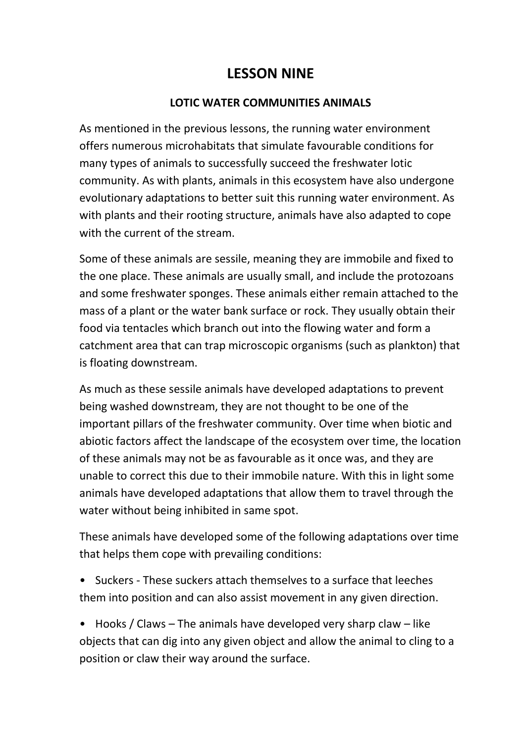# LESSON NINE

## LOTIC WATER COMMUNITIES ANIMALS

As mentioned in the previous lessons, the running water environment offers numerous microhabitats that simulate favourable conditions for many types of animals to successfully succeed the freshwater lotic community. As with plants, animals in this ecosystem have also undergone evolutionary adaptations to better suit this running water environment. As with plants and their rooting structure, animals have also adapted to cope with the current of the stream.

Some of these animals are sessile, meaning they are immobile and fixed to the one place. These animals are usually small, and include the protozoans and some freshwater sponges. These animals either remain attached to the mass of a plant or the water bank surface or rock. They usually obtain their food via tentacles which branch out into the flowing water and form a catchment area that can trap microscopic organisms (such as plankton) that is floating downstream.

As much as these sessile animals have developed adaptations to prevent being washed downstream, they are not thought to be one of the important pillars of the freshwater community. Over time when biotic and abiotic factors affect the landscape of the ecosystem over time, the location of these animals may not be as favourable as it once was, and they are unable to correct this due to their immobile nature. With this in light some animals have developed adaptations that allow them to travel through the water without being inhibited in same spot.

These animals have developed some of the following adaptations over time that helps them cope with prevailing conditions:

- Suckers - These suckers attach themselves to a surface that leeches them into position and can also assist movement in any given direction.
- Hooks / Claws – The animals have developed very sharp claw – like objects that can dig into any given object and allow the animal to cling to a position or claw their way around the surface.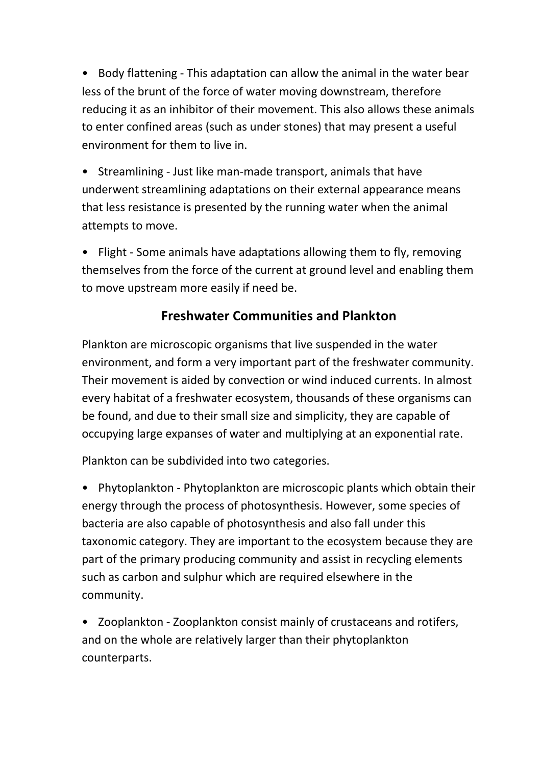- Body flattening - This adaptation can allow the animal in the water bear less of the brunt of the force of water moving downstream, therefore reducing it as an inhibitor of their movement. This also allows these animals to enter confined areas (such as under stones) that may present a useful environment for them to live in.

- Streamlining - Just like man-made transport, animals that have underwent streamlining adaptations on their external appearance means that less resistance is presented by the running water when the animal attempts to move.

- Flight - Some animals have adaptations allowing them to fly, removing themselves from the force of the current at ground level and enabling them to move upstream more easily if need be.

## Freshwater Communities and Plankton

Plankton are microscopic organisms that live suspended in the water environment, and form a very important part of the freshwater community. Their movement is aided by convection or wind induced currents. In almost every habitat of a freshwater ecosystem, thousands of these organisms can be found, and due to their small size and simplicity, they are capable of occupying large expanses of water and multiplying at an exponential rate.

Plankton can be subdivided into two categories.

- Phytoplankton - Phytoplankton are microscopic plants which obtain their energy through the process of photosynthesis. However, some species of bacteria are also capable of photosynthesis and also fall under this taxonomic category. They are important to the ecosystem because they are part of the primary producing community and assist in recycling elements such as carbon and sulphur which are required elsewhere in the community.

- Zooplankton - Zooplankton consist mainly of crustaceans and rotifers, and on the whole are relatively larger than their phytoplankton counterparts.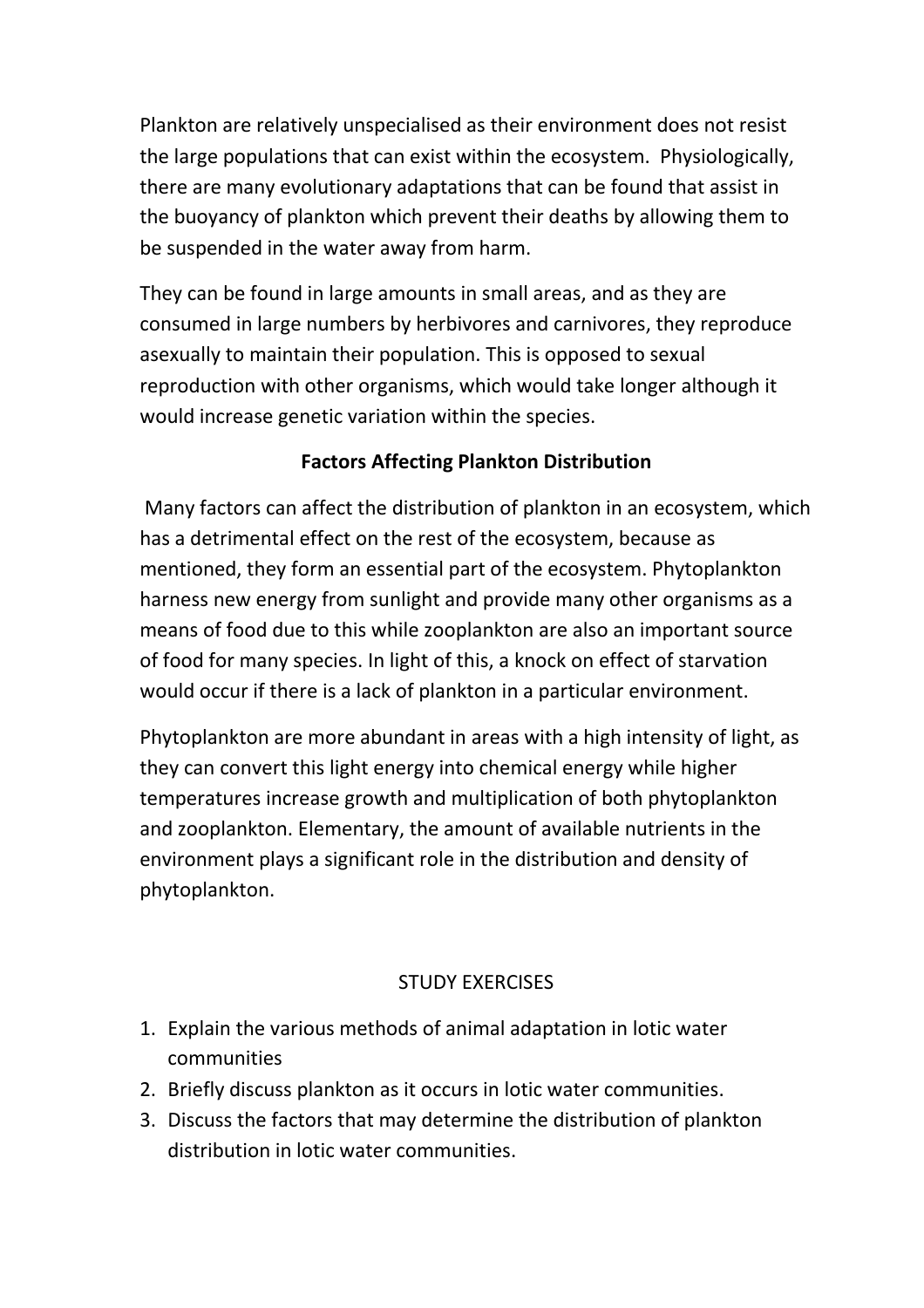Plankton are relatively unspecialised as their environment does not resist the large populations that can exist within the ecosystem. Physiologically, there are many evolutionary adaptations that can be found that assist in the buoyancy of plankton which prevent their deaths by allowing them to be suspended in the water away from harm.

They can be found in large amounts in small areas, and as they are consumed in large numbers by herbivores and carnivores, they reproduce asexually to maintain their population. This is opposed to sexual reproduction with other organisms, which would take longer although it would increase genetic variation within the species.

### Factors Affecting Plankton Distribution

Many factors can affect the distribution of plankton in an ecosystem, which has a detrimental effect on the rest of the ecosystem, because as mentioned, they form an essential part of the ecosystem. Phytoplankton harness new energy from sunlight and provide many other organisms as a means of food due to this while zooplankton are also an important source of food for many species. In light of this, a knock on effect of starvation would occur if there is a lack of plankton in a particular environment.

Phytoplankton are more abundant in areas with a high intensity of light, as they can convert this light energy into chemical energy while higher temperatures increase growth and multiplication of both phytoplankton and zooplankton. Elementary, the amount of available nutrients in the environment plays a significant role in the distribution and density of phytoplankton.

### STUDY EXERCISES

1. Explain the various methods of animal adaptation in lotic water communities
2. Briefly discuss plankton as it occurs in lotic water communities.
3. Discuss the factors that may determine the distribution of plankton distribution in lotic water communities.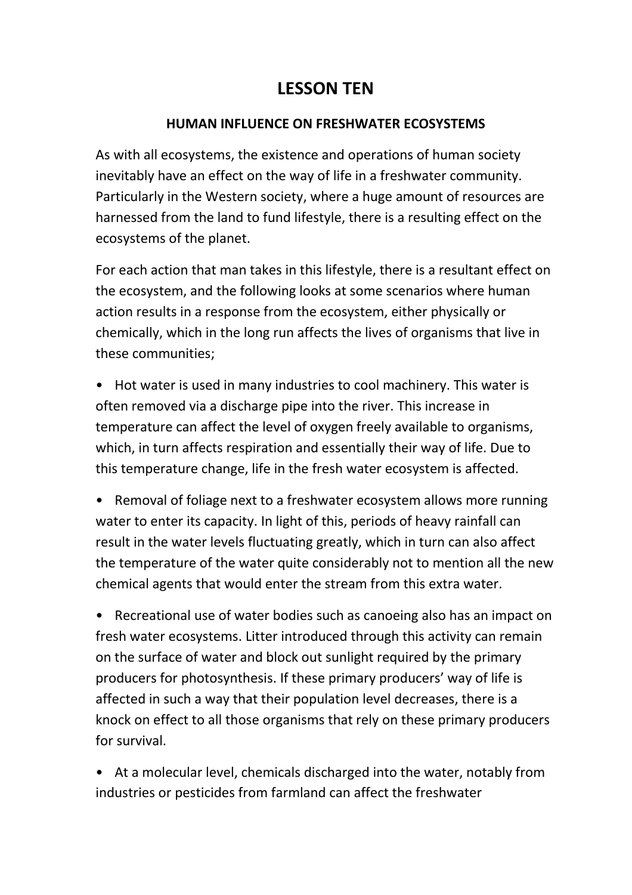# LESSON TEN

## HUMAN INFLUENCE ON FRESHWATER ECOSYSTEMS

As with all ecosystems, the existence and operations of human society inevitably have an effect on the way of life in a freshwater community. Particularly in the Western society, where a huge amount of resources are harnessed from the land to fund lifestyle, there is a resulting effect on the ecosystems of the planet.

For each action that man takes in this lifestyle, there is a resultant effect on the ecosystem, and the following looks at some scenarios where human action results in a response from the ecosystem, either physically or chemically, which in the long run affects the lives of organisms that live in these communities;

- Hot water is used in many industries to cool machinery. This water is often removed via a discharge pipe into the river. This increase in temperature can affect the level of oxygen freely available to organisms, which, in turn affects respiration and essentially their way of life. Due to this temperature change, life in the fresh water ecosystem is affected.
- Removal of foliage next to a freshwater ecosystem allows more running water to enter its capacity. In light of this, periods of heavy rainfall can result in the water levels fluctuating greatly, which in turn can also affect the temperature of the water quite considerably not to mention all the new chemical agents that would enter the stream from this extra water.
- Recreational use of water bodies such as canoeing also has an impact on fresh water ecosystems. Litter introduced through this activity can remain on the surface of water and block out sunlight required by the primary producers for photosynthesis. If these primary producers' way of life is affected in such a way that their population level decreases, there is a knock on effect to all those organisms that rely on these primary producers for survival.
- At a molecular level, chemicals discharged into the water, notably from industries or pesticides from farmland can affect the freshwater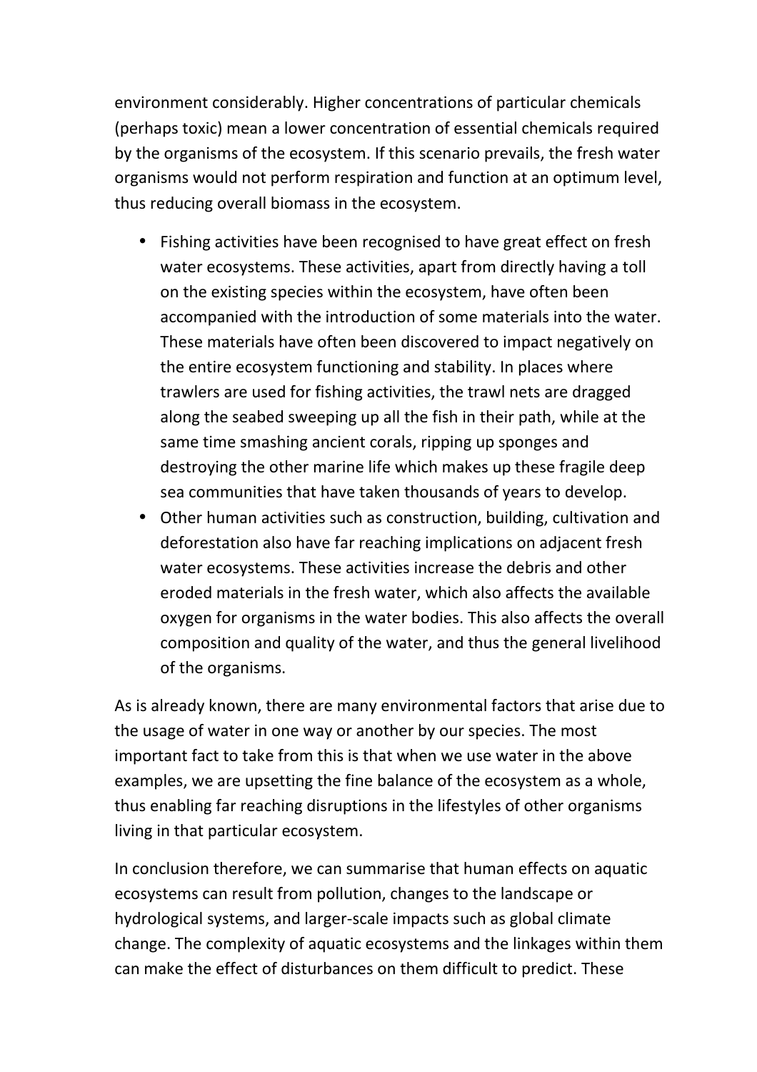environment considerably. Higher concentrations of particular chemicals (perhaps toxic) mean a lower concentration of essential chemicals required by the organisms of the ecosystem. If this scenario prevails, the fresh water organisms would not perform respiration and function at an optimum level, thus reducing overall biomass in the ecosystem.

- Fishing activities have been recognised to have great effect on fresh water ecosystems. These activities, apart from directly having a toll on the existing species within the ecosystem, have often been accompanied with the introduction of some materials into the water. These materials have often been discovered to impact negatively on the entire ecosystem functioning and stability. In places where trawlers are used for fishing activities, the trawl nets are dragged along the seabed sweeping up all the fish in their path, while at the same time smashing ancient corals, ripping up sponges and destroying the other marine life which makes up these fragile deep sea communities that have taken thousands of years to develop.
- Other human activities such as construction, building, cultivation and deforestation also have far reaching implications on adjacent fresh water ecosystems. These activities increase the debris and other eroded materials in the fresh water, which also affects the available oxygen for organisms in the water bodies. This also affects the overall composition and quality of the water, and thus the general livelihood of the organisms.

As is already known, there are many environmental factors that arise due to the usage of water in one way or another by our species. The most important fact to take from this is that when we use water in the above examples, we are upsetting the fine balance of the ecosystem as a whole, thus enabling far reaching disruptions in the lifestyles of other organisms living in that particular ecosystem.

In conclusion therefore, we can summarise that human effects on aquatic ecosystems can result from pollution, changes to the landscape or hydrological systems, and larger-scale impacts such as global climate change. The complexity of aquatic ecosystems and the linkages within them can make the effect of disturbances on them difficult to predict. These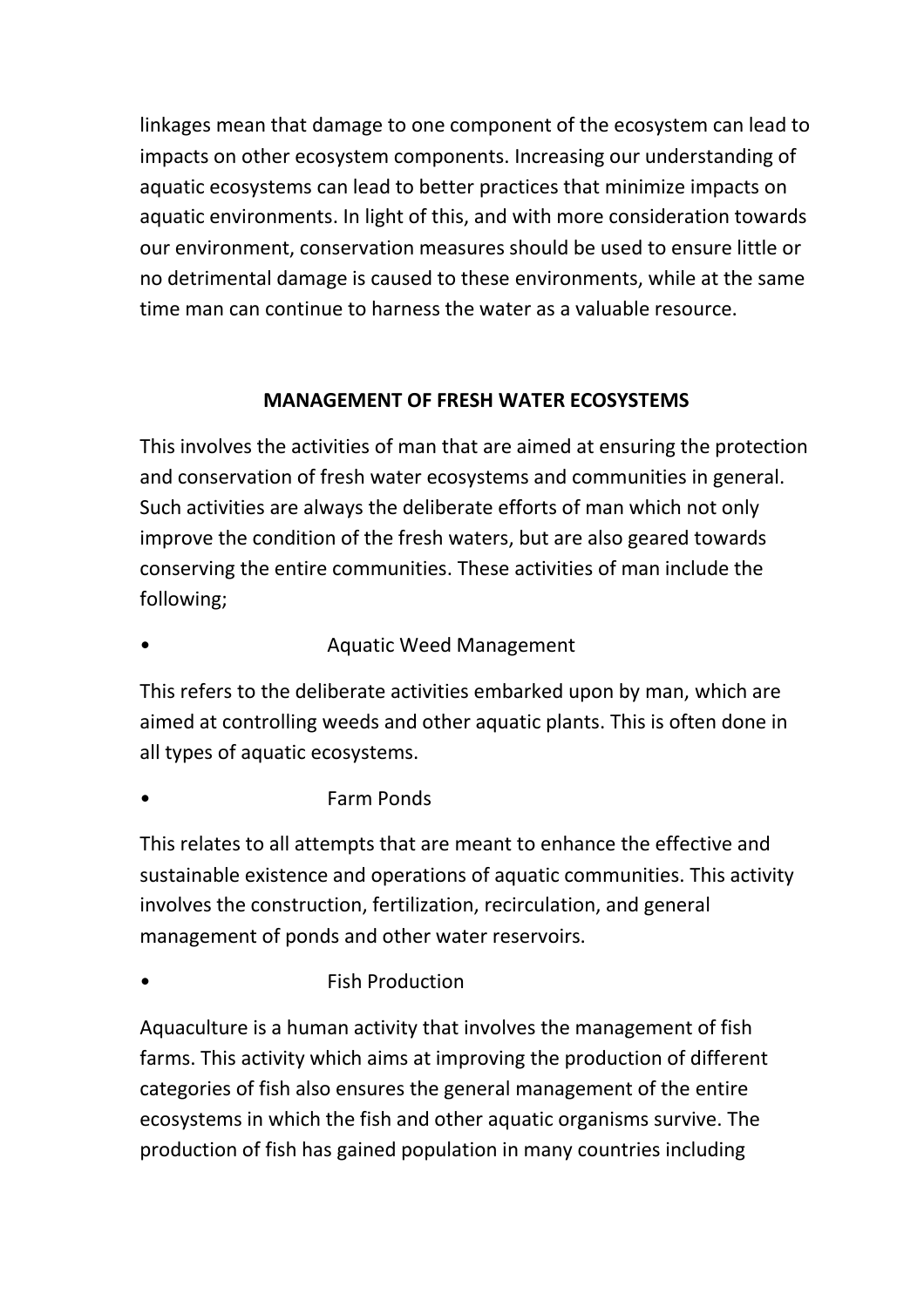linkages mean that damage to one component of the ecosystem can lead to impacts on other ecosystem components. Increasing our understanding of aquatic ecosystems can lead to better practices that minimize impacts on aquatic environments. In light of this, and with more consideration towards our environment, conservation measures should be used to ensure little or no detrimental damage is caused to these environments, while at the same time man can continue to harness the water as a valuable resource.

## MANAGEMENT OF FRESH WATER ECOSYSTEMS

This involves the activities of man that are aimed at ensuring the protection and conservation of fresh water ecosystems and communities in general. Such activities are always the deliberate efforts of man which not only improve the condition of the fresh waters, but are also geared towards conserving the entire communities. These activities of man include the following;

- Aquatic Weed Management

This refers to the deliberate activities embarked upon by man, which are aimed at controlling weeds and other aquatic plants. This is often done in all types of aquatic ecosystems.

- Farm Ponds

This relates to all attempts that are meant to enhance the effective and sustainable existence and operations of aquatic communities. This activity involves the construction, fertilization, recirculation, and general management of ponds and other water reservoirs.

- Fish Production

Aquaculture is a human activity that involves the management of fish farms. This activity which aims at improving the production of different categories of fish also ensures the general management of the entire ecosystems in which the fish and other aquatic organisms survive. The production of fish has gained population in many countries including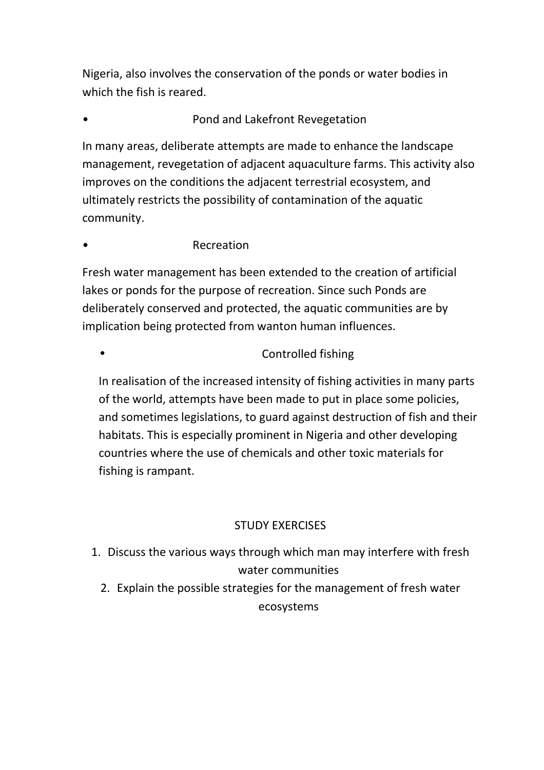Nigeria, also involves the conservation of the ponds or water bodies in which the fish is reared.

- Pond and Lakefront Revegetation

In many areas, deliberate attempts are made to enhance the landscape management, revegetation of adjacent aquaculture farms. This activity also improves on the conditions the adjacent terrestrial ecosystem, and ultimately restricts the possibility of contamination of the aquatic community.

- Recreation

Fresh water management has been extended to the creation of artificial lakes or ponds for the purpose of recreation. Since such Ponds are deliberately conserved and protected, the aquatic communities are by implication being protected from wanton human influences.

- Controlled fishing

In realisation of the increased intensity of fishing activities in many parts of the world, attempts have been made to put in place some policies, and sometimes legislations, to guard against destruction of fish and their habitats. This is especially prominent in Nigeria and other developing countries where the use of chemicals and other toxic materials for fishing is rampant.

STUDY EXERCISES

1. Discuss the various ways through which man may interfere with fresh water communities
2. Explain the possible strategies for the management of fresh water ecosystems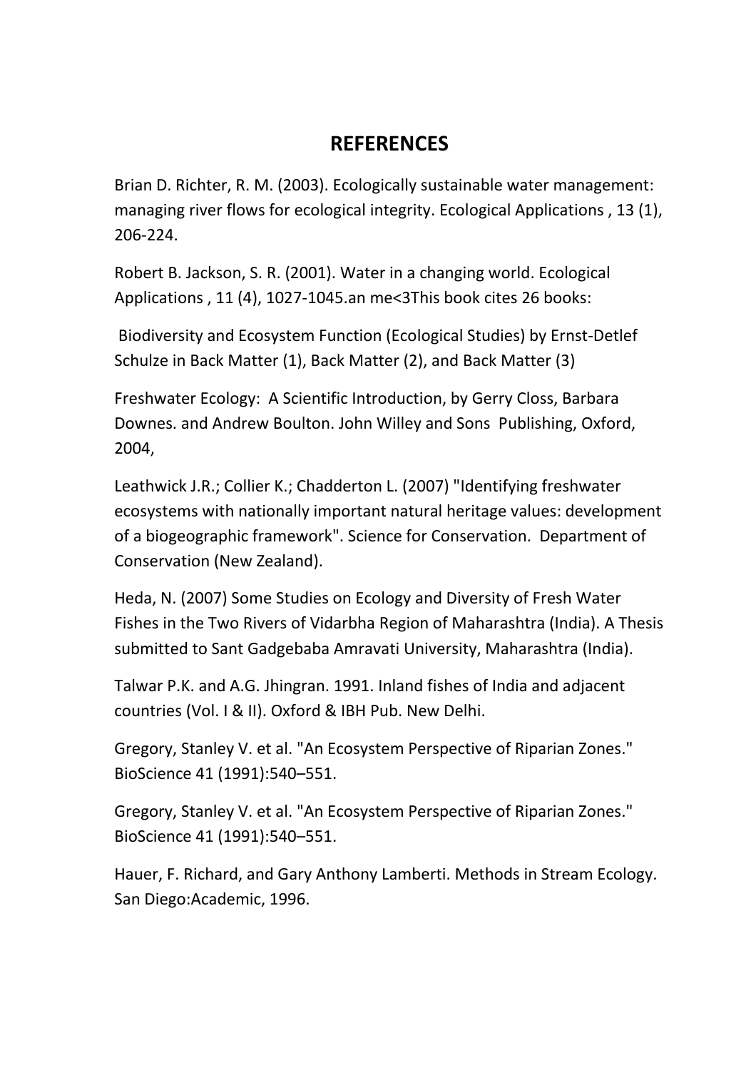# REFERENCES

Brian D. Richter, R. M. (2003). Ecologically sustainable water management: managing river flows for ecological integrity. Ecological Applications , 13 (1), 206-224.

Robert B. Jackson, S. R. (2001). Water in a changing world. Ecological Applications , 11 (4), 1027-1045.an me<3This book cites 26 books:

Biodiversity and Ecosystem Function (Ecological Studies) by Ernst-Detlef Schulze in Back Matter (1), Back Matter (2), and Back Matter (3)

Freshwater Ecology: A Scientific Introduction, by Gerry Closs, Barbara Downes. and Andrew Boulton. John Willey and Sons Publishing, Oxford, 2004,

Leathwick J.R.; Collier K.; Chadderton L. (2007) "Identifying freshwater ecosystems with nationally important natural heritage values: development of a biogeographic framework". Science for Conservation. Department of Conservation (New Zealand).

Heda, N. (2007) Some Studies on Ecology and Diversity of Fresh Water Fishes in the Two Rivers of Vidarbha Region of Maharashtra (India). A Thesis submitted to Sant Gadgebaba Amravati University, Maharashtra (India).

Talwar P.K. and A.G. Jhingran. 1991. Inland fishes of India and adjacent countries (Vol. I & II). Oxford & IBH Pub. New Delhi.

Gregory, Stanley V. et al. "An Ecosystem Perspective of Riparian Zones." BioScience 41 (1991):540–551.

Gregory, Stanley V. et al. "An Ecosystem Perspective of Riparian Zones." BioScience 41 (1991):540–551.

Hauer, F. Richard, and Gary Anthony Lamberti. Methods in Stream Ecology. San Diego:Academic, 1996.